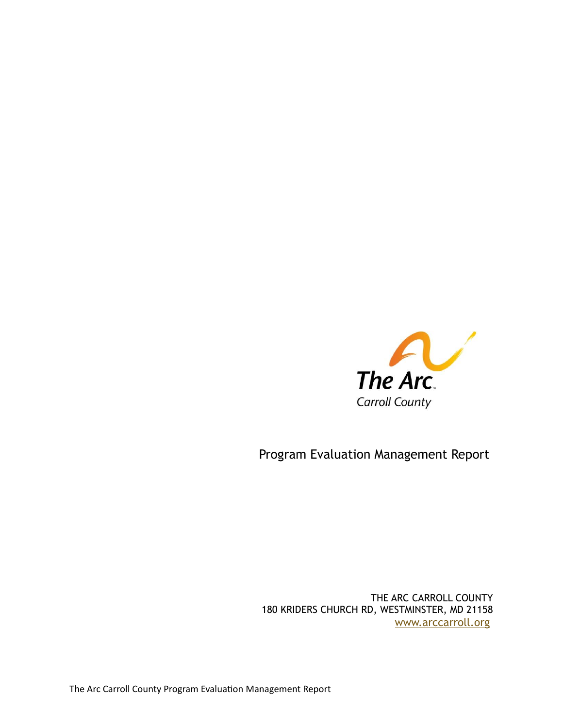The Arc
Carroll County

# Program Evaluation Management Report

THE ARC CARROLL COUNTY
180 KRIDERS CHURCH RD, WESTMINSTER, MD 21158
www.arccarroll.org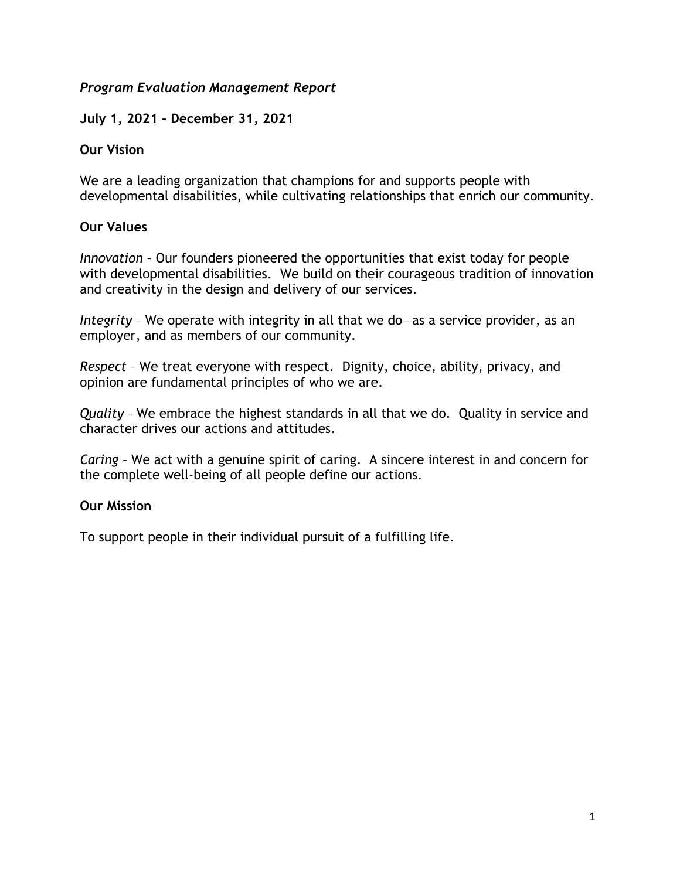*Program Evaluation Management Report*

**July 1, 2021 – December 31, 2021**

**Our Vision**

We are a leading organization that champions for and supports people with developmental disabilities, while cultivating relationships that enrich our community.

**Our Values**

*Innovation* – Our founders pioneered the opportunities that exist today for people with developmental disabilities. We build on their courageous tradition of innovation and creativity in the design and delivery of our services.

*Integrity* – We operate with integrity in all that we do—as a service provider, as an employer, and as members of our community.

*Respect* – We treat everyone with respect. Dignity, choice, ability, privacy, and opinion are fundamental principles of who we are.

*Quality* – We embrace the highest standards in all that we do. Quality in service and character drives our actions and attitudes.

*Caring* – We act with a genuine spirit of caring. A sincere interest in and concern for the complete well-being of all people define our actions.

**Our Mission**

To support people in their individual pursuit of a fulfilling life.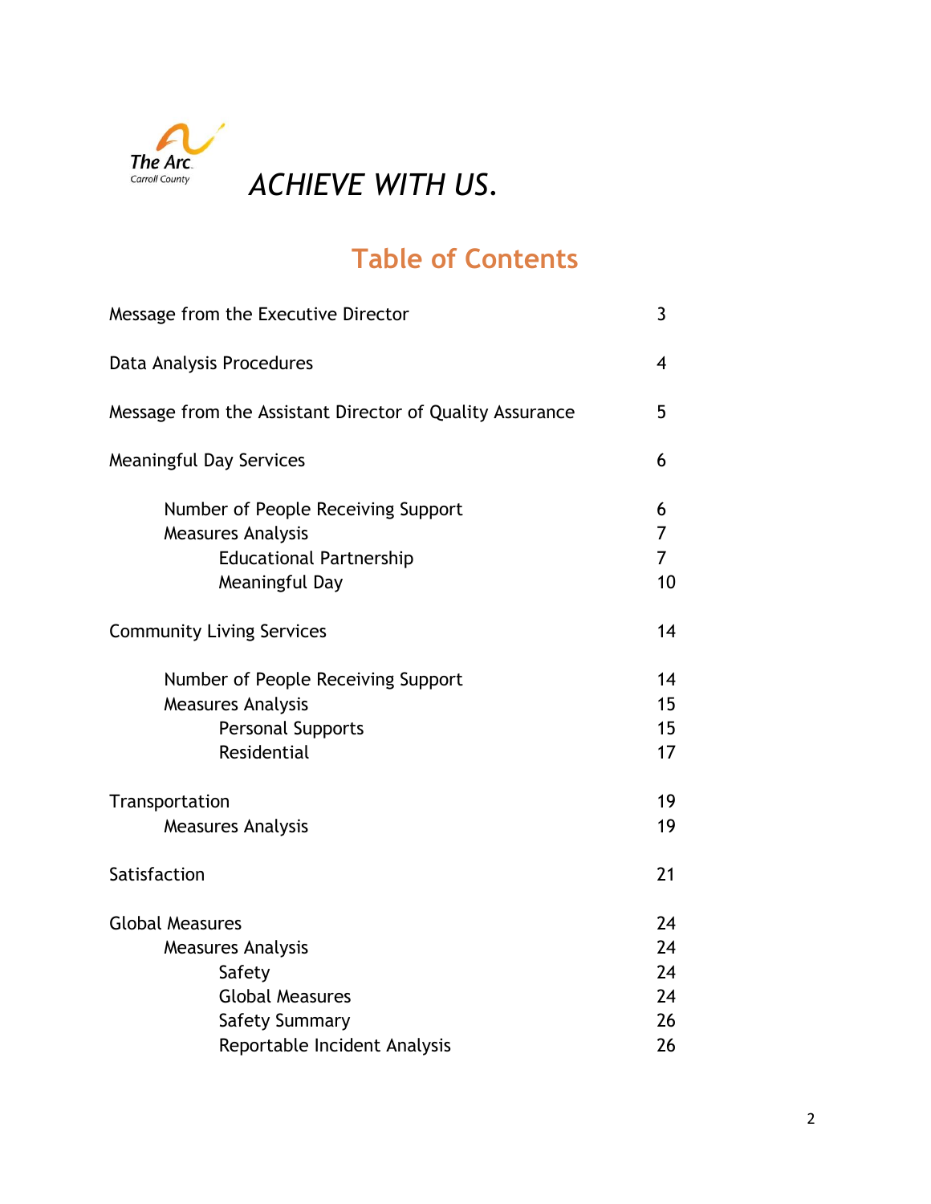The Arc
Carroll County

*ACHIEVE WITH US.*

# Table of Contents

| | |
|---|---|
| Message from the Executive Director | 3 |
| Data Analysis Procedures | 4 |
| Message from the Assistant Director of Quality Assurance | 5 |
| Meaningful Day Services | 6 |
| Number of People Receiving Support | 6 |
| Measures Analysis | 7 |
| Educational Partnership | 7 |
| Meaningful Day | 10 |
| Community Living Services | 14 |
| Number of People Receiving Support | 14 |
| Measures Analysis | 15 |
| Personal Supports | 15 |
| Residential | 17 |
| Transportation | 19 |
| Measures Analysis | 19 |
| Satisfaction | 21 |
| Global Measures | 24 |
| Measures Analysis | 24 |
| Safety | 24 |
| Global Measures | 24 |
| Safety Summary | 26 |
| Reportable Incident Analysis | 26 |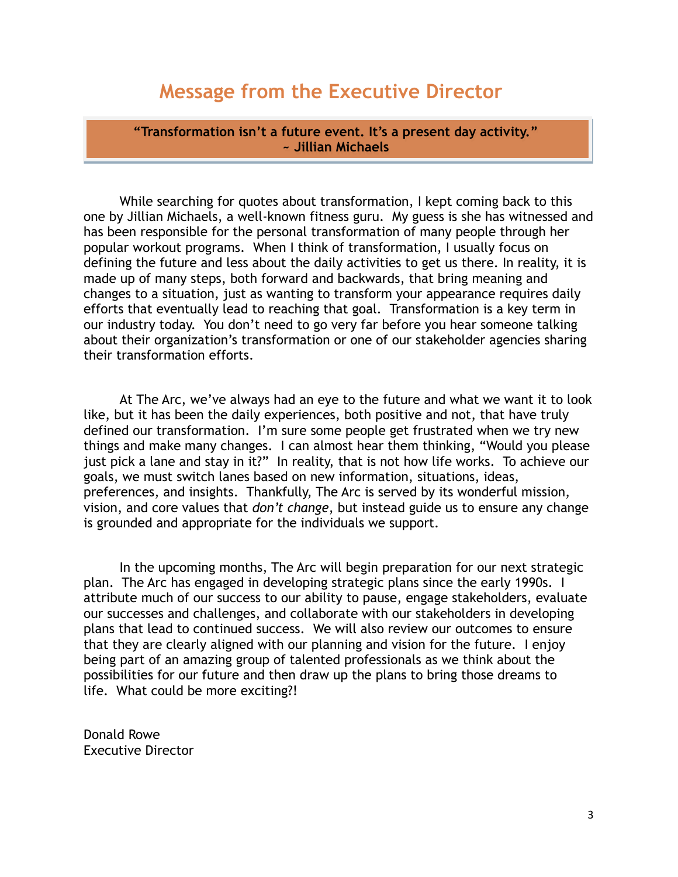# Message from the Executive Director

> **“Transformation isn’t a future event. It’s a present day activity.”**
> **~ Jillian Michaels**

While searching for quotes about transformation, I kept coming back to this one by Jillian Michaels, a well-known fitness guru. My guess is she has witnessed and has been responsible for the personal transformation of many people through her popular workout programs. When I think of transformation, I usually focus on defining the future and less about the daily activities to get us there. In reality, it is made up of many steps, both forward and backwards, that bring meaning and changes to a situation, just as wanting to transform your appearance requires daily efforts that eventually lead to reaching that goal. Transformation is a key term in our industry today. You don’t need to go very far before you hear someone talking about their organization’s transformation or one of our stakeholder agencies sharing their transformation efforts.

At The Arc, we’ve always had an eye to the future and what we want it to look like, but it has been the daily experiences, both positive and not, that have truly defined our transformation. I’m sure some people get frustrated when we try new things and make many changes. I can almost hear them thinking, “Would you please just pick a lane and stay in it?” In reality, that is not how life works. To achieve our goals, we must switch lanes based on new information, situations, ideas, preferences, and insights. Thankfully, The Arc is served by its wonderful mission, vision, and core values that *don’t change*, but instead guide us to ensure any change is grounded and appropriate for the individuals we support.

In the upcoming months, The Arc will begin preparation for our next strategic plan. The Arc has engaged in developing strategic plans since the early 1990s. I attribute much of our success to our ability to pause, engage stakeholders, evaluate our successes and challenges, and collaborate with our stakeholders in developing plans that lead to continued success. We will also review our outcomes to ensure that they are clearly aligned with our planning and vision for the future. I enjoy being part of an amazing group of talented professionals as we think about the possibilities for our future and then draw up the plans to bring those dreams to life. What could be more exciting?!

Donald Rowe
Executive Director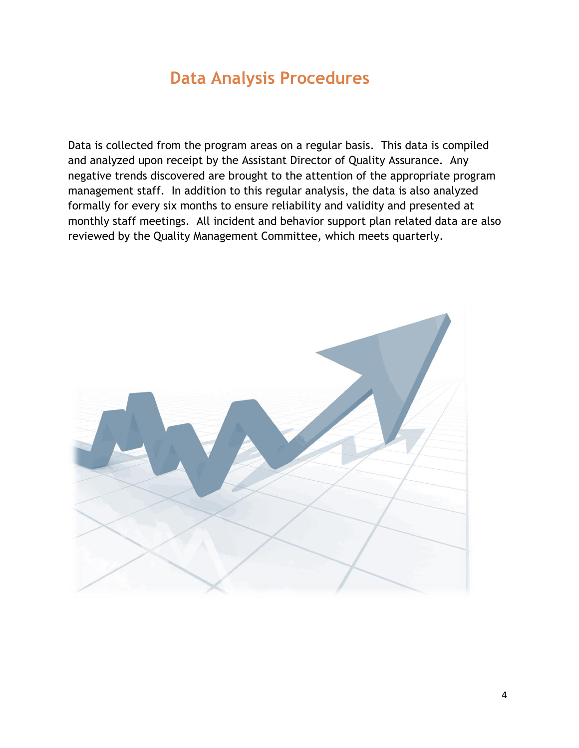# Data Analysis Procedures

Data is collected from the program areas on a regular basis. This data is compiled and analyzed upon receipt by the Assistant Director of Quality Assurance. Any negative trends discovered are brought to the attention of the appropriate program management staff. In addition to this regular analysis, the data is also analyzed formally for every six months to ensure reliability and validity and presented at monthly staff meetings. All incident and behavior support plan related data are also reviewed by the Quality Management Committee, which meets quarterly.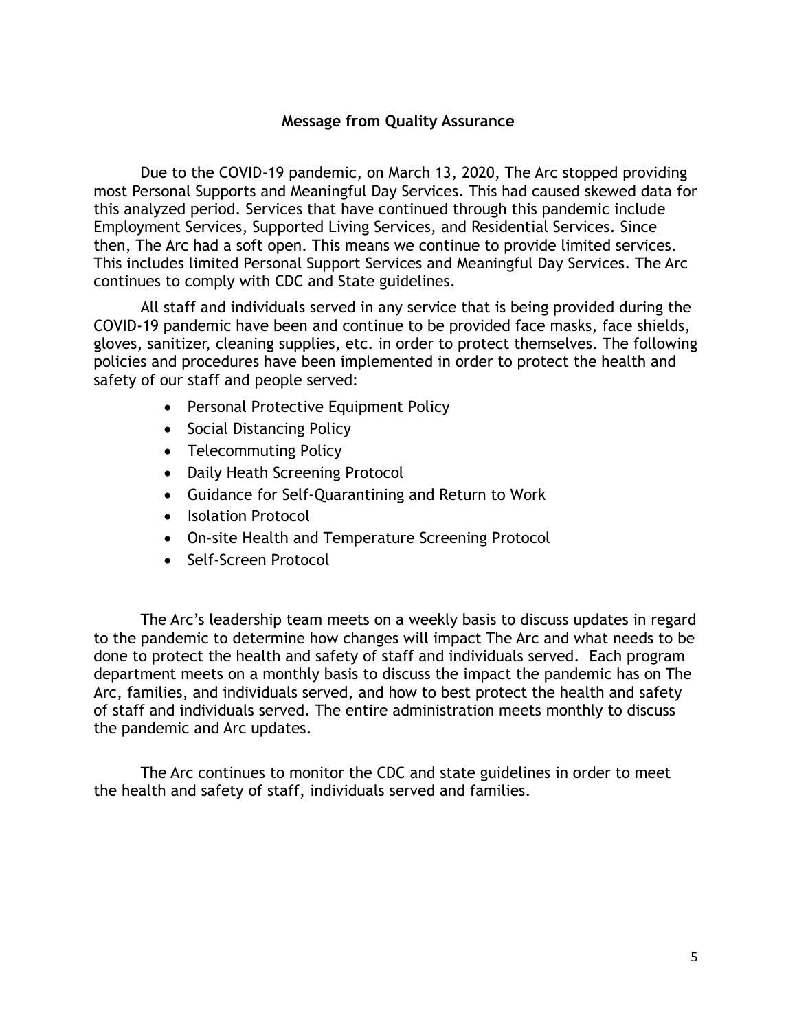## Message from Quality Assurance

Due to the COVID-19 pandemic, on March 13, 2020, The Arc stopped providing most Personal Supports and Meaningful Day Services. This had caused skewed data for this analyzed period. Services that have continued through this pandemic include Employment Services, Supported Living Services, and Residential Services. Since then, The Arc had a soft open. This means we continue to provide limited services. This includes limited Personal Support Services and Meaningful Day Services. The Arc continues to comply with CDC and State guidelines.

All staff and individuals served in any service that is being provided during the COVID-19 pandemic have been and continue to be provided face masks, face shields, gloves, sanitizer, cleaning supplies, etc. in order to protect themselves. The following policies and procedures have been implemented in order to protect the health and safety of our staff and people served:

- Personal Protective Equipment Policy
- Social Distancing Policy
- Telecommuting Policy
- Daily Heath Screening Protocol
- Guidance for Self-Quarantining and Return to Work
- Isolation Protocol
- On-site Health and Temperature Screening Protocol
- Self-Screen Protocol

The Arc's leadership team meets on a weekly basis to discuss updates in regard to the pandemic to determine how changes will impact The Arc and what needs to be done to protect the health and safety of staff and individuals served. Each program department meets on a monthly basis to discuss the impact the pandemic has on The Arc, families, and individuals served, and how to best protect the health and safety of staff and individuals served. The entire administration meets monthly to discuss the pandemic and Arc updates.

The Arc continues to monitor the CDC and state guidelines in order to meet the health and safety of staff, individuals served and families.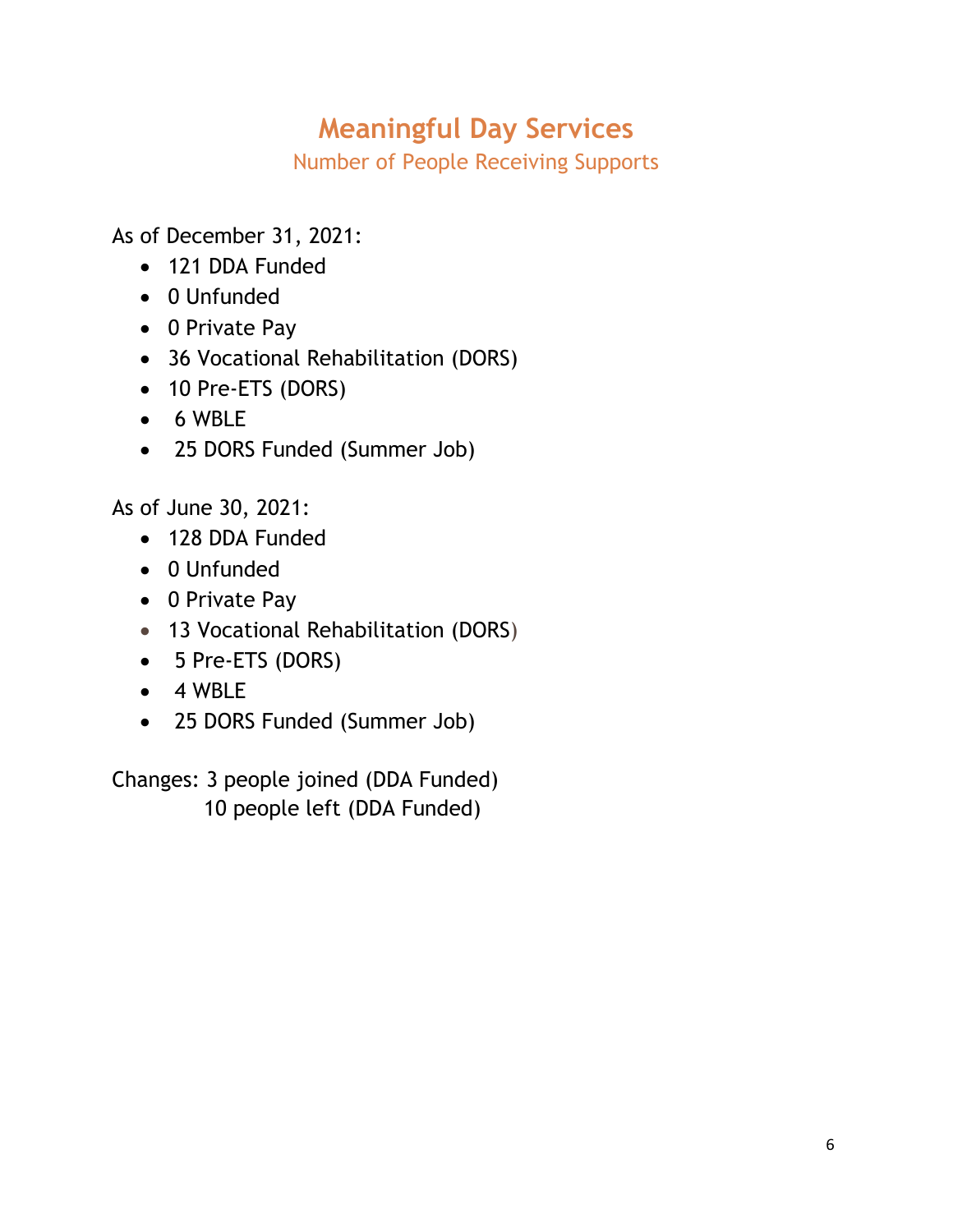# Meaningful Day Services

## Number of People Receiving Supports

As of December 31, 2021:

- 121 DDA Funded
- 0 Unfunded
- 0 Private Pay
- 36 Vocational Rehabilitation (DORS)
- 10 Pre-ETS (DORS)
- 6 WBLE
- 25 DORS Funded (Summer Job)

As of June 30, 2021:

- 128 DDA Funded
- 0 Unfunded
- 0 Private Pay
- 13 Vocational Rehabilitation (DORS)
- 5 Pre-ETS (DORS)
- 4 WBLE
- 25 DORS Funded (Summer Job)

Changes: 3 people joined (DDA Funded)
10 people left (DDA Funded)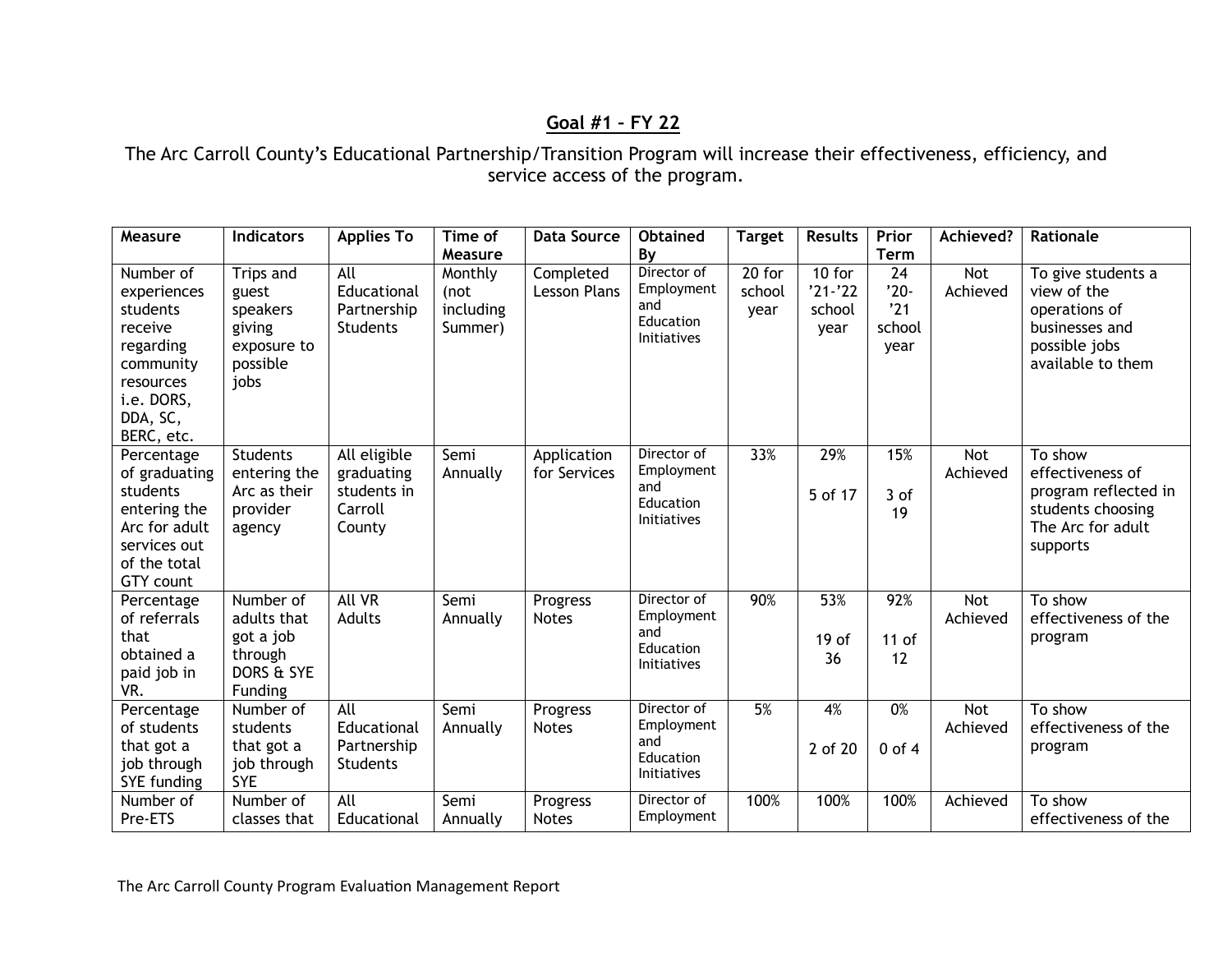## Goal #1 – FY 22

The Arc Carroll County's Educational Partnership/Transition Program will increase their effectiveness, efficiency, and service access of the program.

| Measure | Indicators | Applies To | Time of Measure | Data Source | Obtained By | Target | Results | Prior Term | Achieved? | Rationale |
|---|---|---|---|---|---|---|---|---|---|---|
| Number of experiences students receive regarding community resources i.e. DORS, DDA, SC, BERC, etc. | Trips and guest speakers giving exposure to possible jobs | All Educational Partnership Students | Monthly (not including Summer) | Completed Lesson Plans | Director of Employment and Education Initiatives | 20 for school year | 10 for '21-'22 school year | 24 '20-'21 school year | Not Achieved | To give students a view of the operations of businesses and possible jobs available to them |
| Percentage of graduating students entering the Arc for adult services out of the total GTY count | Students entering the Arc as their provider agency | All eligible graduating students in Carroll County | Semi Annually | Application for Services | Director of Employment and Education Initiatives | 33% | 29% 5 of 17 | 15% 3 of 19 | Not Achieved | To show effectiveness of program reflected in students choosing The Arc for adult supports |
| Percentage of referrals that obtained a paid job in VR. | Number of adults that got a job through DORS & SYE Funding | All VR Adults | Semi Annually | Progress Notes | Director of Employment and Education Initiatives | 90% | 53% 19 of 36 | 92% 11 of 12 | Not Achieved | To show effectiveness of the program |
| Percentage of students that got a job through SYE funding | Number of students that got a job through SYE | All Educational Partnership Students | Semi Annually | Progress Notes | Director of Employment and Education Initiatives | 5% | 4% 2 of 20 | 0% 0 of 4 | Not Achieved | To show effectiveness of the program |
| Number of Pre-ETS | Number of classes that | All Educational | Semi Annually | Progress Notes | Director of Employment | 100% | 100% | 100% | Achieved | To show effectiveness of the |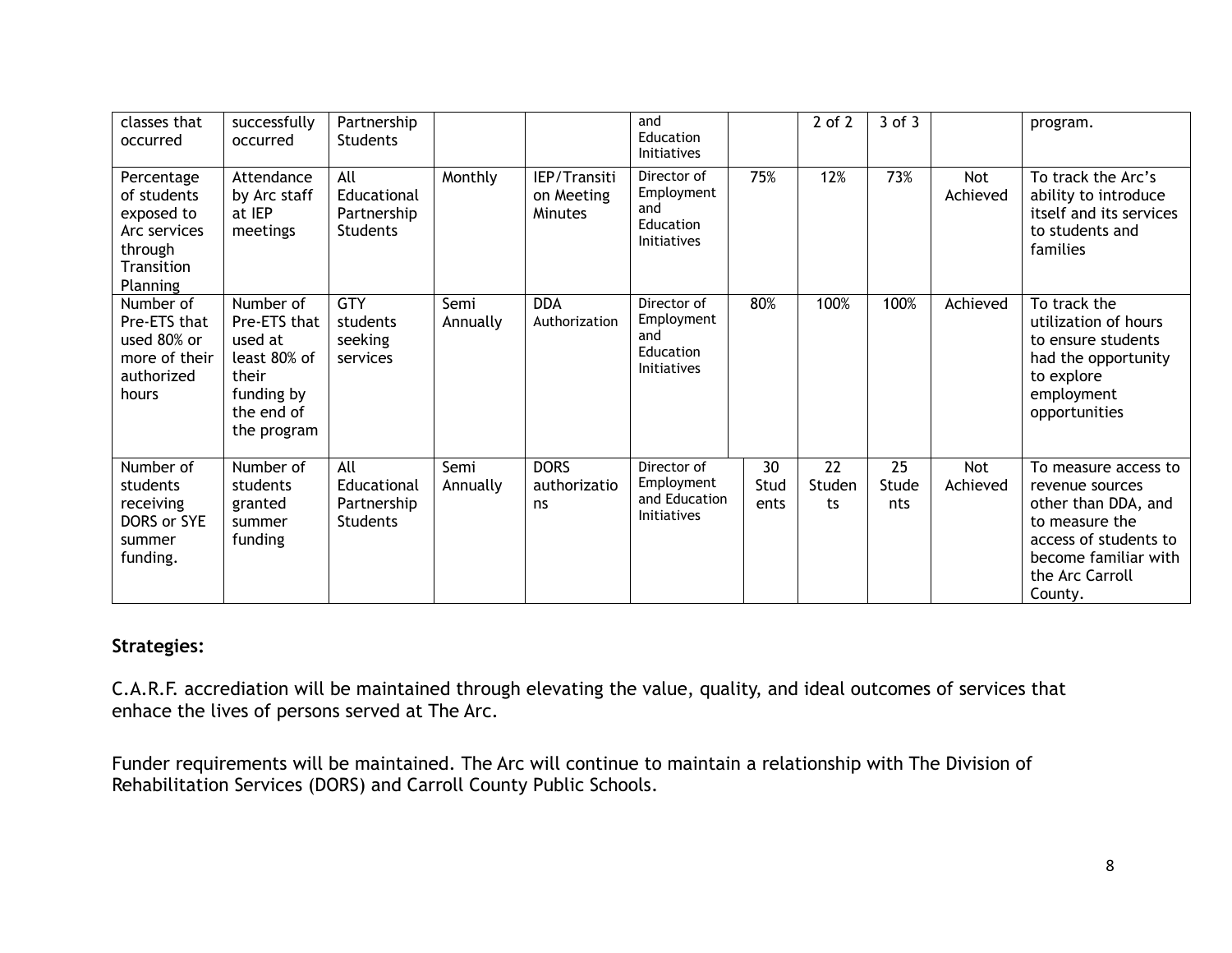| classes that occurred | successfully occurred | Partnership Students | | | and Education Initiatives | | 2 of 2 | 3 of 3 | | program. |
|---|---|---|---|---|---|---|---|---|---|---|
| Percentage of students exposed to Arc services through Transition Planning | Attendance by Arc staff at IEP meetings | All Educational Partnership Students | Monthly | IEP/Transition Meeting Minutes | Director of Employment and Education Initiatives | 75% | 12% | 73% | Not Achieved | To track the Arc's ability to introduce itself and its services to students and families |
| Number of Pre-ETS that used 80% or more of their authorized hours | Number of Pre-ETS that used at least 80% of their funding by the end of the program | GTY students seeking services | Semi Annually | DDA Authorization | Director of Employment and Education Initiatives | 80% | 100% | 100% | Achieved | To track the utilization of hours to ensure students had the opportunity to explore employment opportunities |
| Number of students receiving DORS or SYE summer funding. | Number of students granted summer funding | All Educational Partnership Students | Semi Annually | DORS authorizations | Director of Employment and Education Initiatives | 30 Students | 22 Students | 25 Students | Not Achieved | To measure access to revenue sources other than DDA, and to measure the access of students to become familiar with the Arc Carroll County. |

**Strategies:**

C.A.R.F. accrediation will be maintained through elevating the value, quality, and ideal outcomes of services that enhace the lives of persons served at The Arc.

Funder requirements will be maintained. The Arc will continue to maintain a relationship with The Division of Rehabilitation Services (DORS) and Carroll County Public Schools.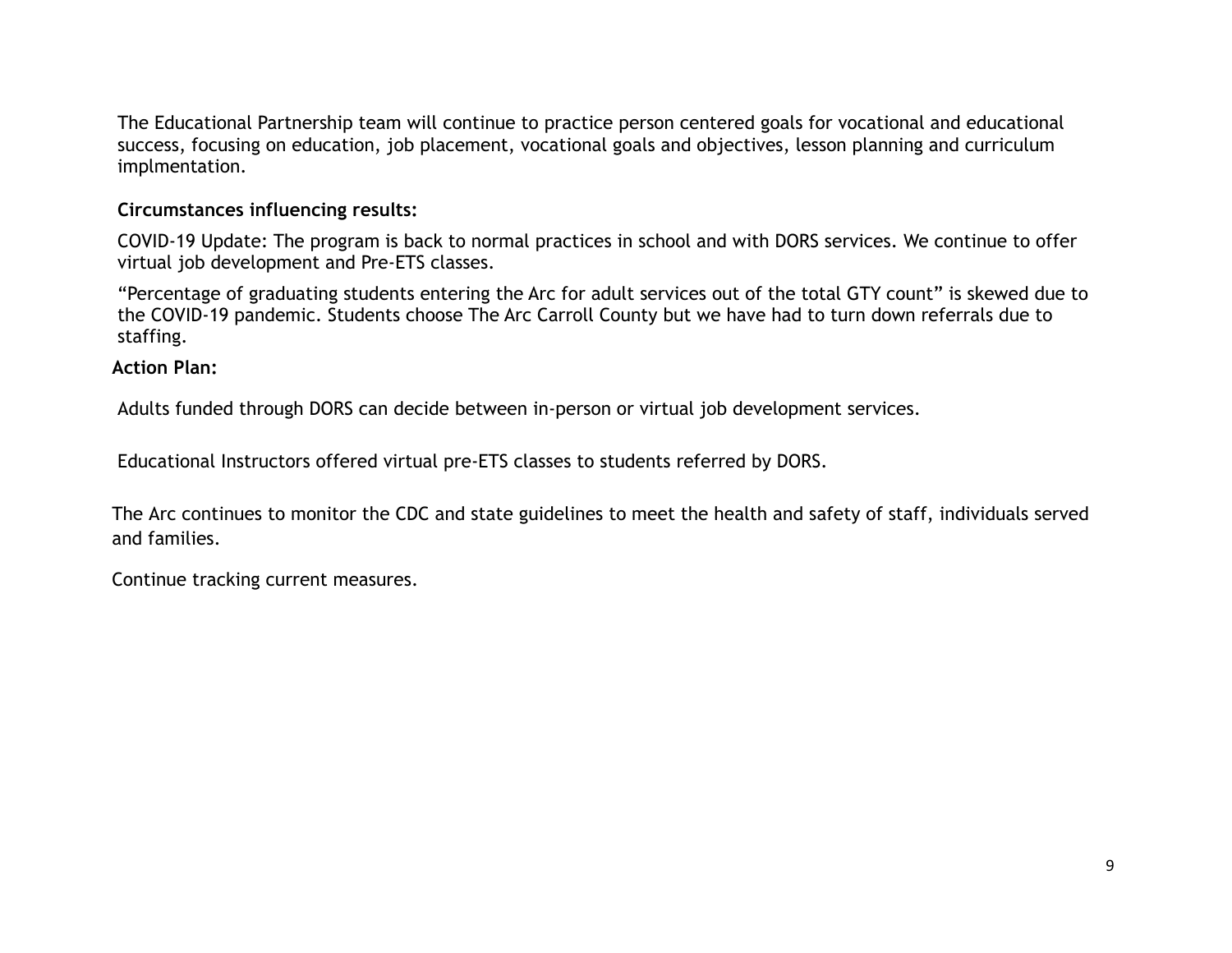The Educational Partnership team will continue to practice person centered goals for vocational and educational success, focusing on education, job placement, vocational goals and objectives, lesson planning and curriculum implmentation.

**Circumstances influencing results:**

COVID-19 Update: The program is back to normal practices in school and with DORS services. We continue to offer virtual job development and Pre-ETS classes.

"Percentage of graduating students entering the Arc for adult services out of the total GTY count" is skewed due to the COVID-19 pandemic. Students choose The Arc Carroll County but we have had to turn down referrals due to staffing.

**Action Plan:**

Adults funded through DORS can decide between in-person or virtual job development services.

Educational Instructors offered virtual pre-ETS classes to students referred by DORS.

The Arc continues to monitor the CDC and state guidelines to meet the health and safety of staff, individuals served and families.

Continue tracking current measures.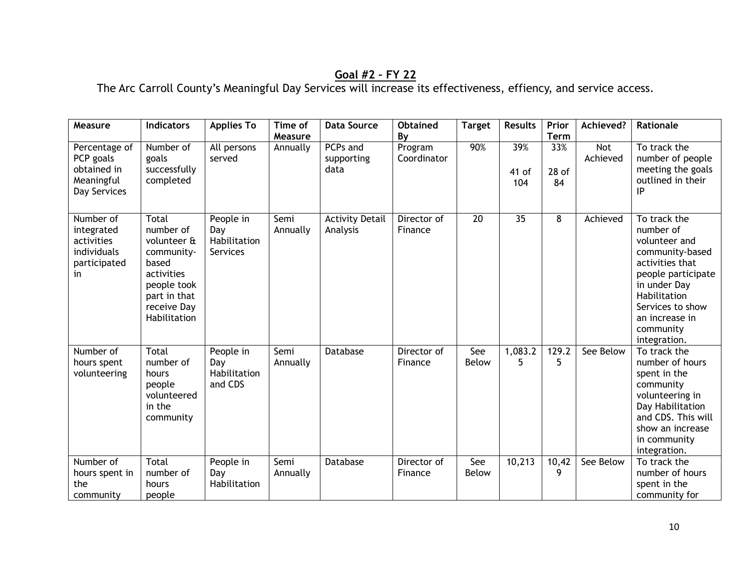## Goal #2 – FY 22

The Arc Carroll County's Meaningful Day Services will increase its effectiveness, effiency, and service access.

| Measure | Indicators | Applies To | Time of Measure | Data Source | Obtained By | Target | Results | Prior Term | Achieved? | Rationale |
|---|---|---|---|---|---|---|---|---|---|---|
| Percentage of PCP goals obtained in Meaningful Day Services | Number of goals successfully completed | All persons served | Annually | PCPs and supporting data | Program Coordinator | 90% | 39%<br><br>41 of 104 | 33%<br><br>28 of 84 | Not Achieved | To track the number of people meeting the goals outlined in their IP |
| Number of integrated activities individuals participated in | Total number of volunteer & community-based activities people took part in that receive Day Habilitation | People in Day Habilitation Services | Semi Annually | Activity Detail Analysis | Director of Finance | 20 | 35 | 8 | Achieved | To track the number of volunteer and community-based activities that people participate in under Day Habilitation Services to show an increase in community integration. |
| Number of hours spent volunteering | Total number of hours people volunteered in the community | People in Day Habilitation and CDS | Semi Annually | Database | Director of Finance | See Below | 1,083.25 | 129.25 | See Below | To track the number of hours spent in the community volunteering in Day Habilitation and CDS. This will show an increase in community integration. |
| Number of hours spent in the community | Total number of hours people | People in Day Habilitation | Semi Annually | Database | Director of Finance | See Below | 10,213 | 10,429 | See Below | To track the number of hours spent in the community for |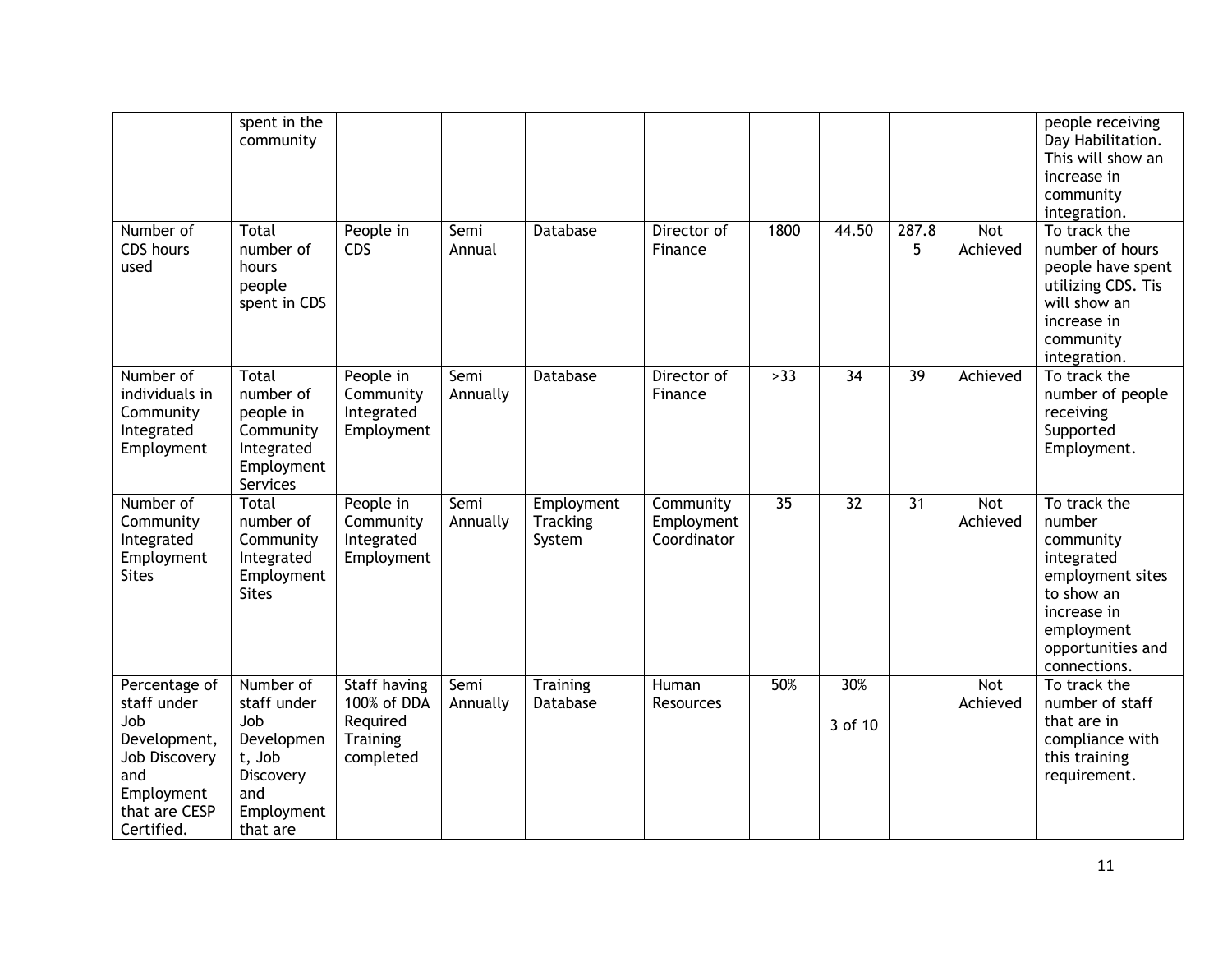| | | | | | | | | | | |
|---|---|---|---|---|---|---|---|---|---|---|
| | spent in the community | | | | | | | | | people receiving Day Habilitation. This will show an increase in community integration. |
| Number of CDS hours used | Total number of hours people spent in CDS | People in CDS | Semi Annual | Database | Director of Finance | 1800 | 44.50 | 287.85 | Not Achieved | To track the number of hours people have spent utilizing CDS. Tis will show an increase in community integration. |
| Number of individuals in Community Integrated Employment | Total number of people in Community Integrated Employment Services | People in Community Integrated Employment | Semi Annually | Database | Director of Finance | >33 | 34 | 39 | Achieved | To track the number of people receiving Supported Employment. |
| Number of Community Integrated Employment Sites | Total number of Community Integrated Employment Sites | People in Community Integrated Employment | Semi Annually | Employment Tracking System | Community Employment Coordinator | 35 | 32 | 31 | Not Achieved | To track the number community integrated employment sites to show an increase in employment opportunities and connections. |
| Percentage of staff under Job Development, Job Discovery and Employment that are CESP Certified. | Number of staff under Job Development, Job Discovery and Employment that are | Staff having 100% of DDA Required Training completed | Semi Annually | Training Database | Human Resources | 50% | 30% 3 of 10 | | Not Achieved | To track the number of staff that are in compliance with this training requirement. |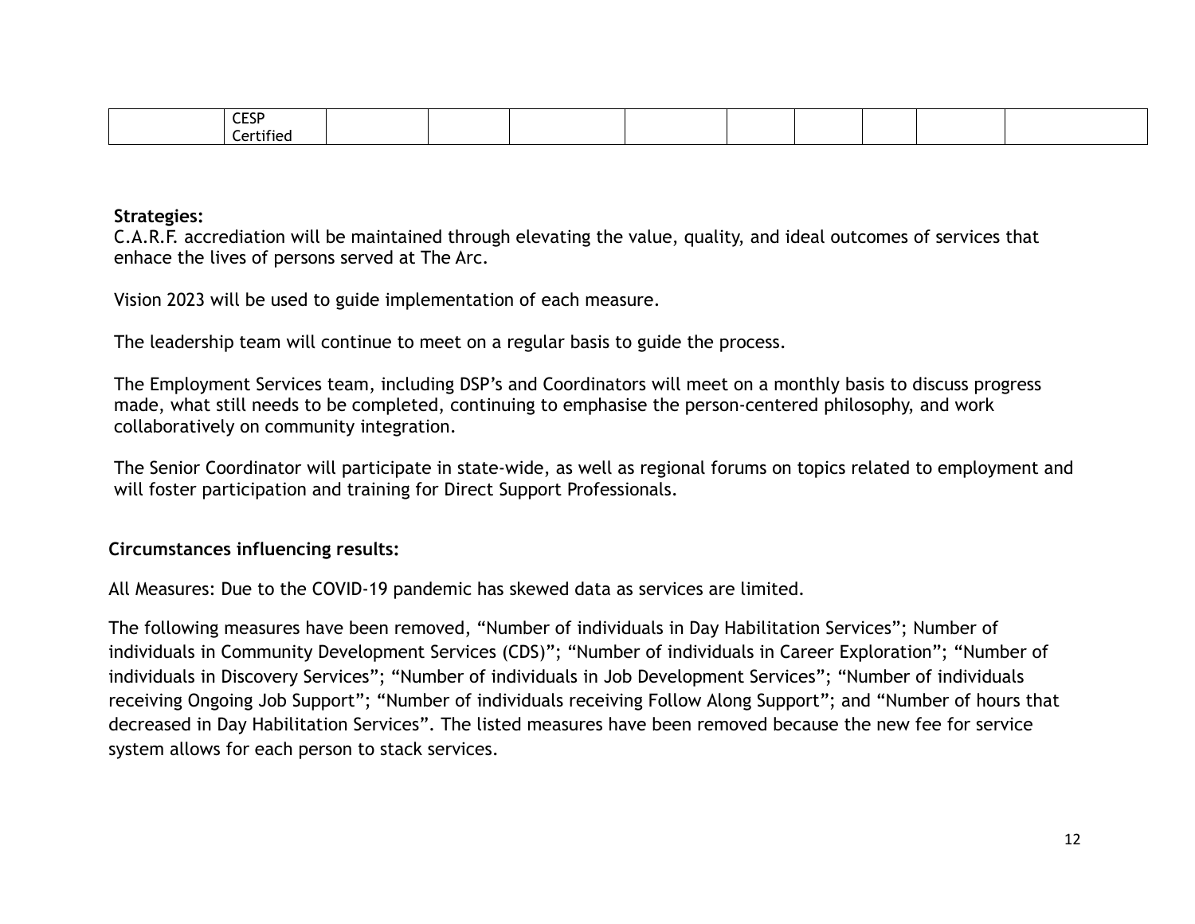| | CESP Certified | | | | | | | | | |
|---|---|---|---|---|---|---|---|---|---|---|

**Strategies:**

C.A.R.F. accrediation will be maintained through elevating the value, quality, and ideal outcomes of services that enhace the lives of persons served at The Arc.

Vision 2023 will be used to guide implementation of each measure.

The leadership team will continue to meet on a regular basis to guide the process.

The Employment Services team, including DSP's and Coordinators will meet on a monthly basis to discuss progress made, what still needs to be completed, continuing to emphasise the person-centered philosophy, and work collaboratively on community integration.

The Senior Coordinator will participate in state-wide, as well as regional forums on topics related to employment and will foster participation and training for Direct Support Professionals.

**Circumstances influencing results:**

All Measures: Due to the COVID-19 pandemic has skewed data as services are limited.

The following measures have been removed, "Number of individuals in Day Habilitation Services"; Number of individuals in Community Development Services (CDS)"; "Number of individuals in Career Exploration"; "Number of individuals in Discovery Services"; "Number of individuals in Job Development Services"; "Number of individuals receiving Ongoing Job Support"; "Number of individuals receiving Follow Along Support"; and "Number of hours that decreased in Day Habilitation Services". The listed measures have been removed because the new fee for service system allows for each person to stack services.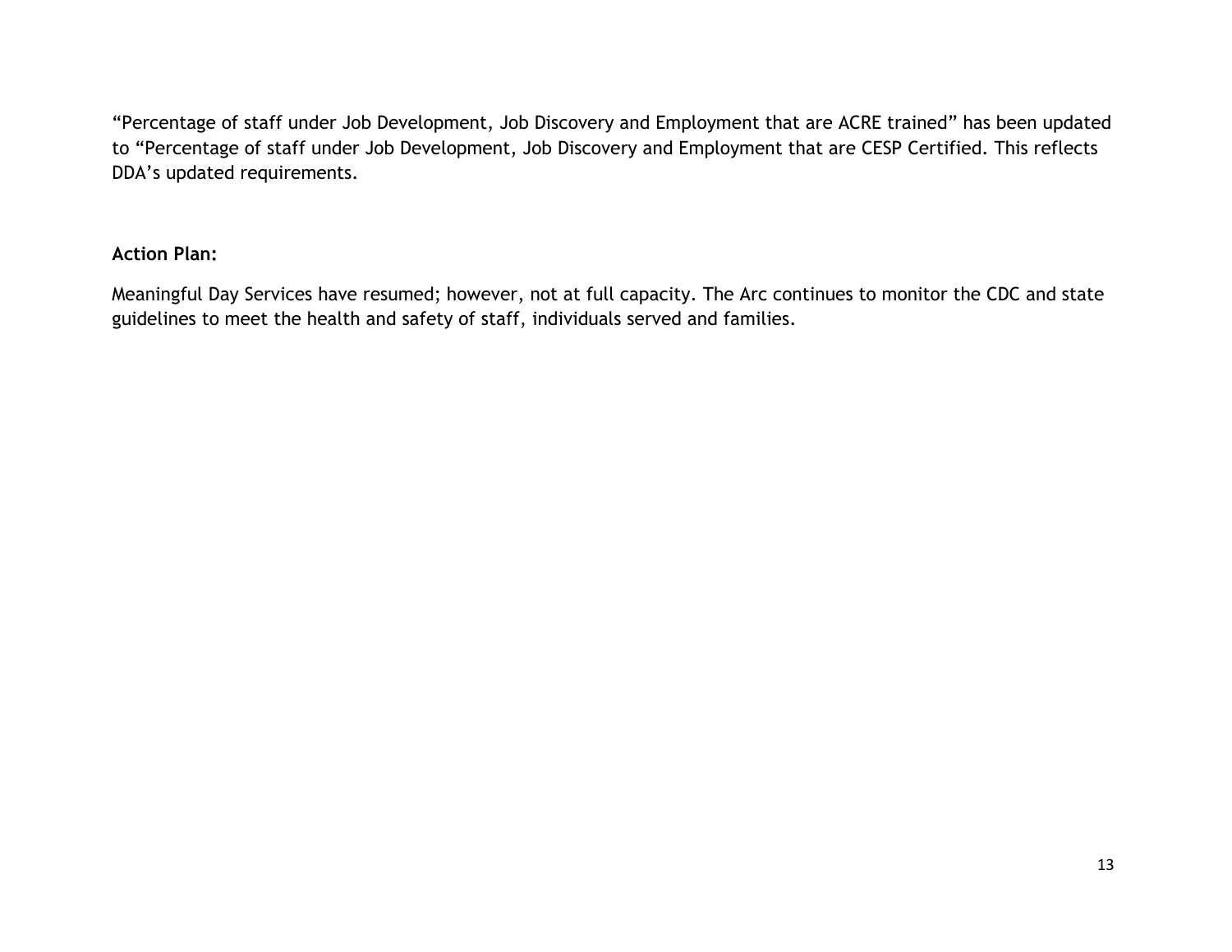“Percentage of staff under Job Development, Job Discovery and Employment that are ACRE trained” has been updated to “Percentage of staff under Job Development, Job Discovery and Employment that are CESP Certified. This reflects DDA’s updated requirements.

**Action Plan:**

Meaningful Day Services have resumed; however, not at full capacity. The Arc continues to monitor the CDC and state guidelines to meet the health and safety of staff, individuals served and families.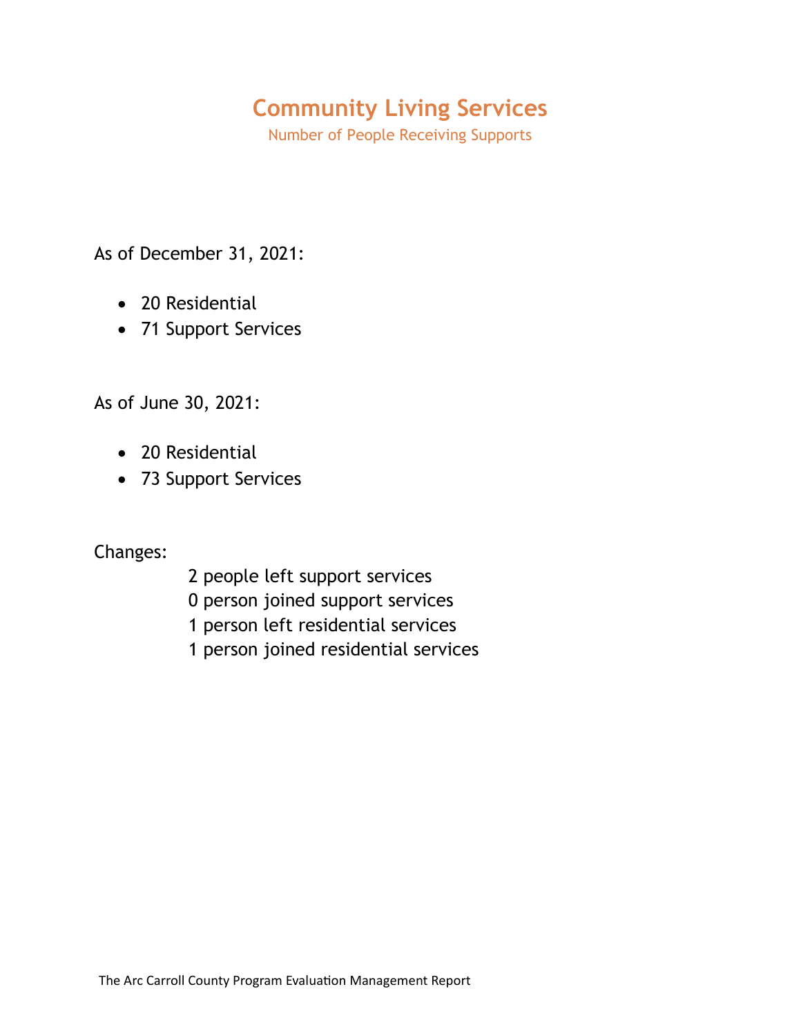# Community Living Services

Number of People Receiving Supports

As of December 31, 2021:

- 20 Residential
- 71 Support Services

As of June 30, 2021:

- 20 Residential
- 73 Support Services

Changes:

2 people left support services
0 person joined support services
1 person left residential services
1 person joined residential services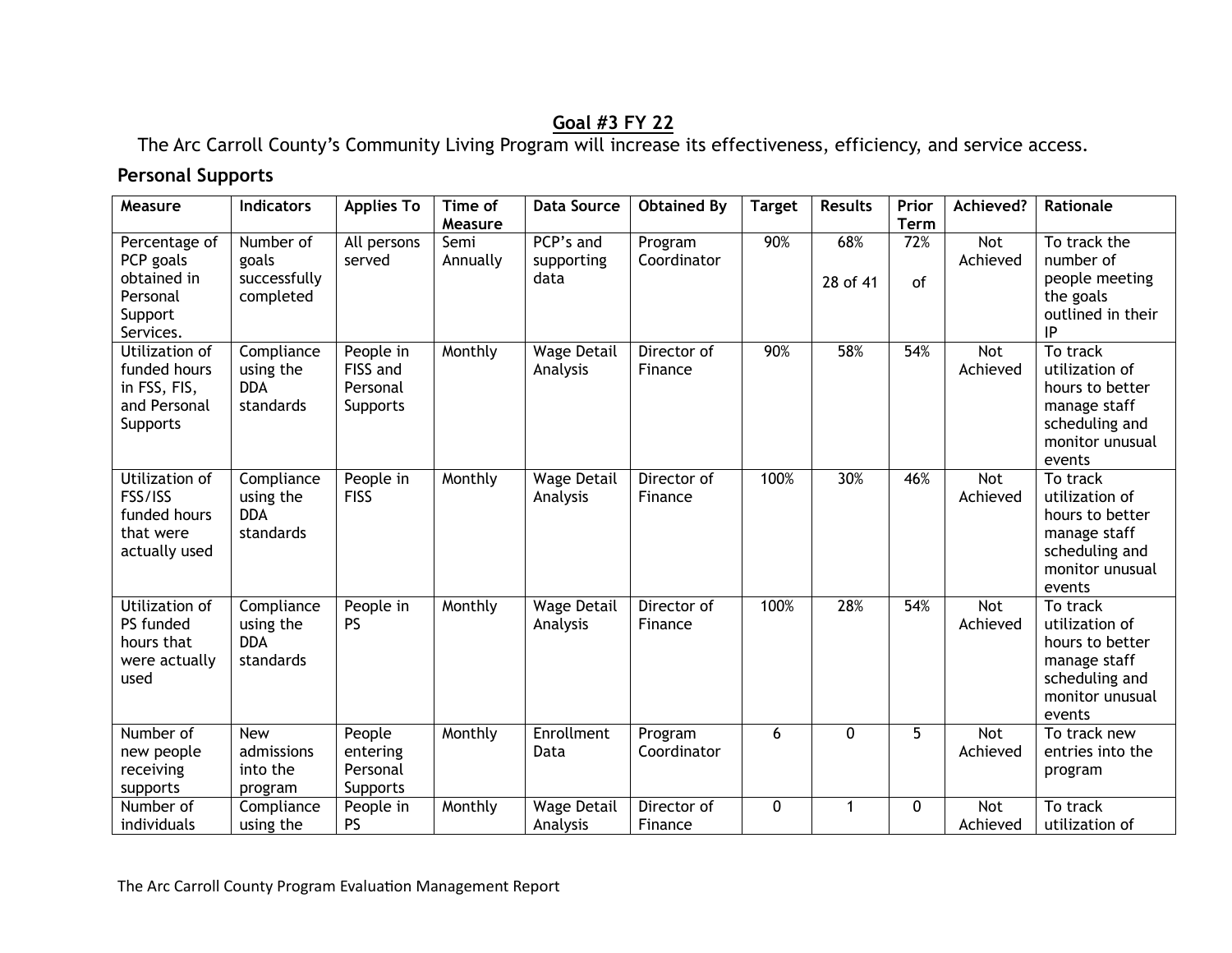## Goal #3 FY 22

The Arc Carroll County's Community Living Program will increase its effectiveness, efficiency, and service access.

### Personal Supports

| Measure | Indicators | Applies To | Time of Measure | Data Source | Obtained By | Target | Results | Prior Term | Achieved? | Rationale |
|---|---|---|---|---|---|---|---|---|---|---|
| Percentage of PCP goals obtained in Personal Support Services. | Number of goals successfully completed | All persons served | Semi Annually | PCP's and supporting data | Program Coordinator | 90% | 68% 28 of 41 | 72% of | Not Achieved | To track the number of people meeting the goals outlined in their IP |
| Utilization of funded hours in FSS, FIS, and Personal Supports | Compliance using the DDA standards | People in FISS and Personal Supports | Monthly | Wage Detail Analysis | Director of Finance | 90% | 58% | 54% | Not Achieved | To track utilization of hours to better manage staff scheduling and monitor unusual events |
| Utilization of FSS/ISS funded hours that were actually used | Compliance using the DDA standards | People in FISS | Monthly | Wage Detail Analysis | Director of Finance | 100% | 30% | 46% | Not Achieved | To track utilization of hours to better manage staff scheduling and monitor unusual events |
| Utilization of PS funded hours that were actually used | Compliance using the DDA standards | People in PS | Monthly | Wage Detail Analysis | Director of Finance | 100% | 28% | 54% | Not Achieved | To track utilization of hours to better manage staff scheduling and monitor unusual events |
| Number of new people receiving supports | New admissions into the program | People entering Personal Supports | Monthly | Enrollment Data | Program Coordinator | 6 | 0 | 5 | Not Achieved | To track new entries into the program |
| Number of individuals | Compliance using the | People in PS | Monthly | Wage Detail Analysis | Director of Finance | 0 | 1 | 0 | Not Achieved | To track utilization of |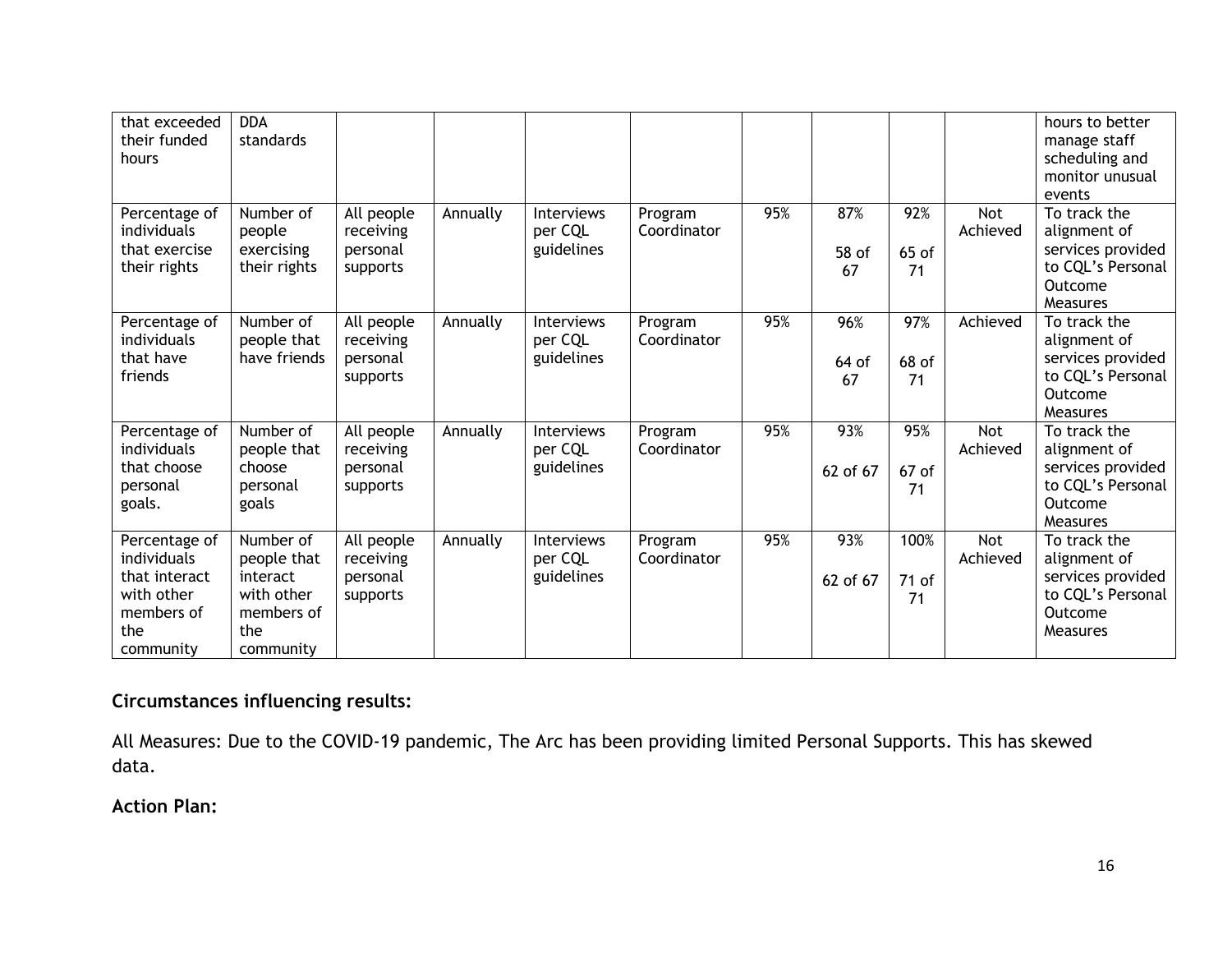| that exceeded their funded hours | DDA standards | | | | | | | | | hours to better manage staff scheduling and monitor unusual events |
|---|---|---|---|---|---|---|---|---|---|---|
| Percentage of individuals that exercise their rights | Number of people exercising their rights | All people receiving personal supports | Annually | Interviews per CQL guidelines | Program Coordinator | 95% | 87% 58 of 67 | 92% 65 of 71 | Not Achieved | To track the alignment of services provided to CQL's Personal Outcome Measures |
| Percentage of individuals that have friends | Number of people that have friends | All people receiving personal supports | Annually | Interviews per CQL guidelines | Program Coordinator | 95% | 96% 64 of 67 | 97% 68 of 71 | Achieved | To track the alignment of services provided to CQL's Personal Outcome Measures |
| Percentage of individuals that choose personal goals. | Number of people that choose personal goals | All people receiving personal supports | Annually | Interviews per CQL guidelines | Program Coordinator | 95% | 93% 62 of 67 | 95% 67 of 71 | Not Achieved | To track the alignment of services provided to CQL's Personal Outcome Measures |
| Percentage of individuals that interact with other members of the community | Number of people that interact with other members of the community | All people receiving personal supports | Annually | Interviews per CQL guidelines | Program Coordinator | 95% | 93% 62 of 67 | 100% 71 of 71 | Not Achieved | To track the alignment of services provided to CQL's Personal Outcome Measures |

**Circumstances influencing results:**

All Measures: Due to the COVID-19 pandemic, The Arc has been providing limited Personal Supports. This has skewed data.

**Action Plan:**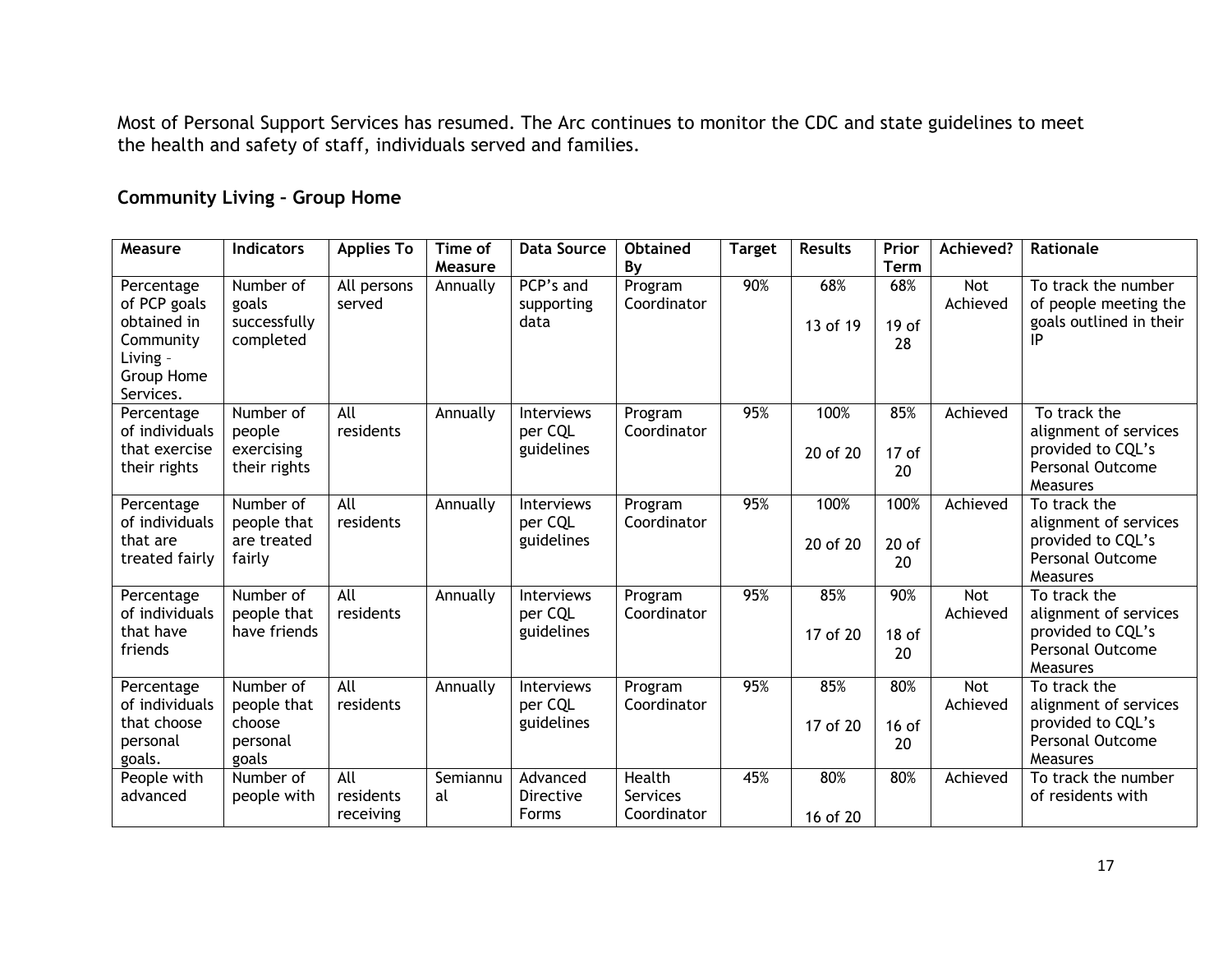Most of Personal Support Services has resumed. The Arc continues to monitor the CDC and state guidelines to meet the health and safety of staff, individuals served and families.

## Community Living – Group Home

| Measure | Indicators | Applies To | Time of Measure | Data Source | Obtained By | Target | Results | Prior Term | Achieved? | Rationale |
|---|---|---|---|---|---|---|---|---|---|---|
| Percentage of PCP goals obtained in Community Living – Group Home Services. | Number of goals successfully completed | All persons served | Annually | PCP's and supporting data | Program Coordinator | 90% | 68% 13 of 19 | 68% 19 of 28 | Not Achieved | To track the number of people meeting the goals outlined in their IP |
| Percentage of individuals that exercise their rights | Number of people exercising their rights | All residents | Annually | Interviews per CQL guidelines | Program Coordinator | 95% | 100% 20 of 20 | 85% 17 of 20 | Achieved | To track the alignment of services provided to CQL's Personal Outcome Measures |
| Percentage of individuals that are treated fairly | Number of people that are treated fairly | All residents | Annually | Interviews per CQL guidelines | Program Coordinator | 95% | 100% 20 of 20 | 100% 20 of 20 | Achieved | To track the alignment of services provided to CQL's Personal Outcome Measures |
| Percentage of individuals that have friends | Number of people that have friends | All residents | Annually | Interviews per CQL guidelines | Program Coordinator | 95% | 85% 17 of 20 | 90% 18 of 20 | Not Achieved | To track the alignment of services provided to CQL's Personal Outcome Measures |
| Percentage of individuals that choose personal goals. | Number of people that choose personal goals | All residents | Annually | Interviews per CQL guidelines | Program Coordinator | 95% | 85% 17 of 20 | 80% 16 of 20 | Not Achieved | To track the alignment of services provided to CQL's Personal Outcome Measures |
| People with advanced | Number of people with | All residents receiving | Semiannual | Advanced Directive Forms | Health Services Coordinator | 45% | 80% 16 of 20 | 80% | Achieved | To track the number of residents with |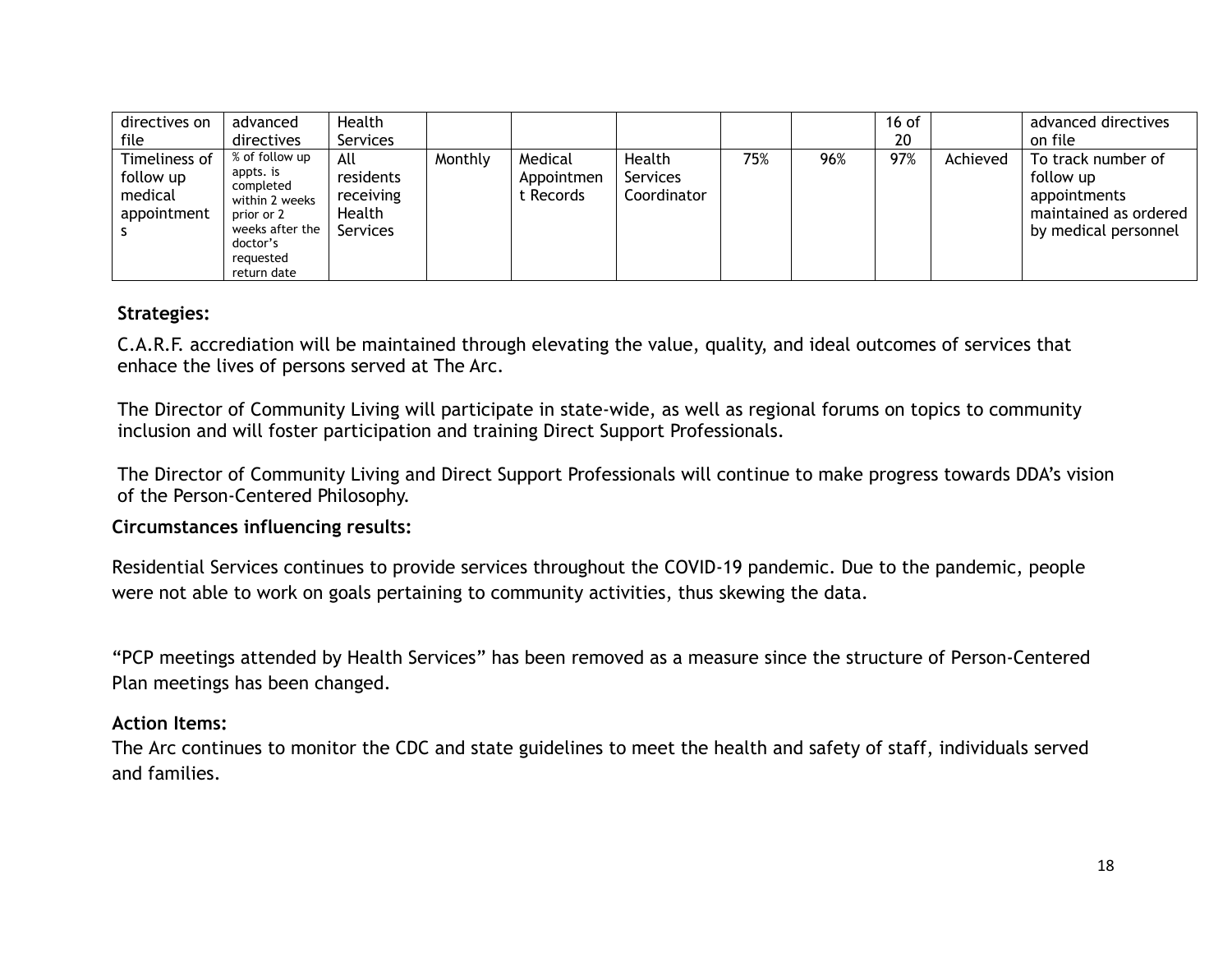| directives on file | advanced directives | Health Services | | | | | | 16 of 20 | | advanced directives on file |
|---|---|---|---|---|---|---|---|---|---|---|
| Timeliness of follow up medical appointments | % of follow up appts. is completed within 2 weeks prior or 2 weeks after the doctor's requested return date | All residents receiving Health Services | Monthly | Medical Appointment Records | Health Services Coordinator | 75% | 96% | 97% | Achieved | To track number of follow up appointments maintained as ordered by medical personnel |

**Strategies:**

C.A.R.F. accrediation will be maintained through elevating the value, quality, and ideal outcomes of services that enhace the lives of persons served at The Arc.

The Director of Community Living will participate in state-wide, as well as regional forums on topics to community inclusion and will foster participation and training Direct Support Professionals.

The Director of Community Living and Direct Support Professionals will continue to make progress towards DDA's vision of the Person-Centered Philosophy.

**Circumstances influencing results:**

Residential Services continues to provide services throughout the COVID-19 pandemic. Due to the pandemic, people were not able to work on goals pertaining to community activities, thus skewing the data.

"PCP meetings attended by Health Services" has been removed as a measure since the structure of Person-Centered Plan meetings has been changed.

**Action Items:**

The Arc continues to monitor the CDC and state guidelines to meet the health and safety of staff, individuals served and families.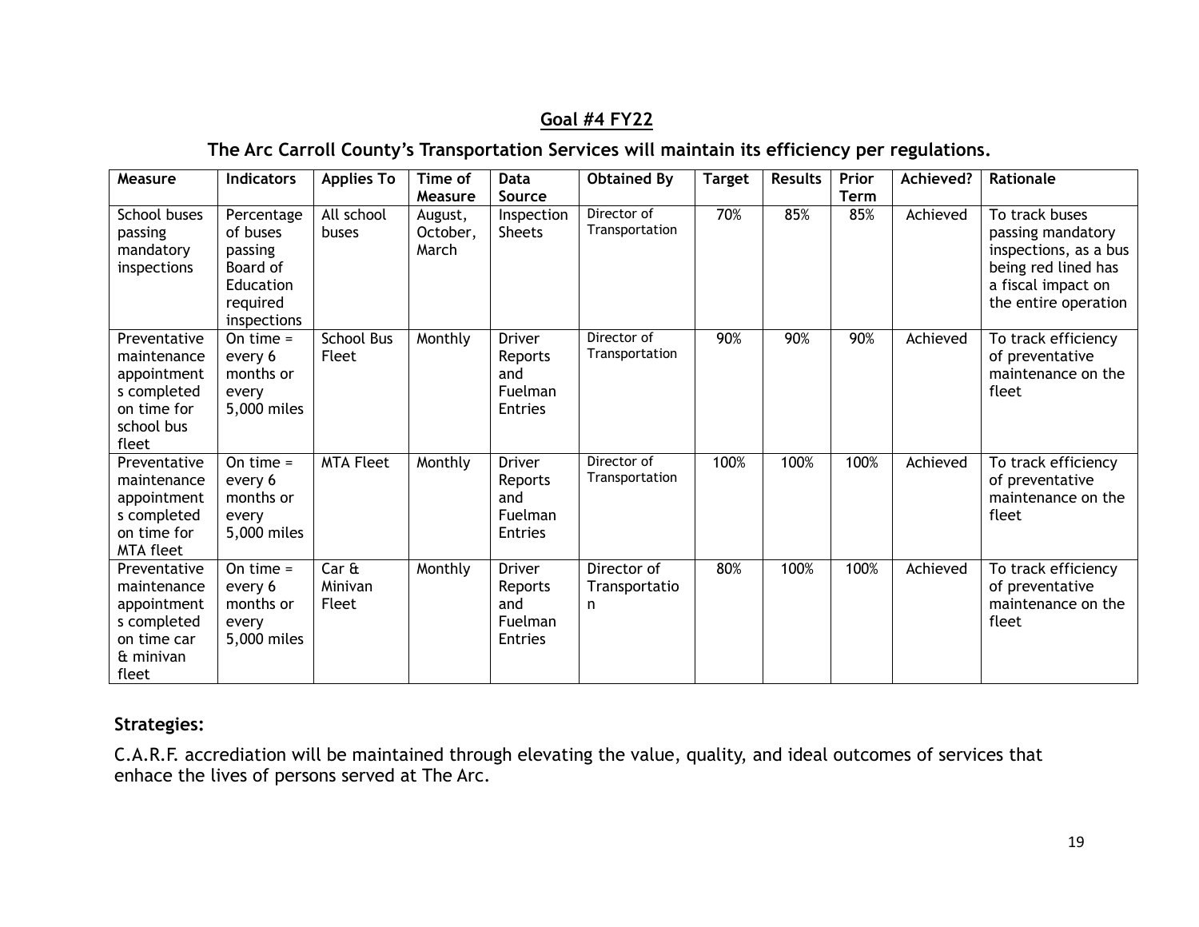## Goal #4 FY22

**The Arc Carroll County's Transportation Services will maintain its efficiency per regulations.**

| Measure | Indicators | Applies To | Time of Measure | Data Source | Obtained By | Target | Results | Prior Term | Achieved? | Rationale |
|---|---|---|---|---|---|---|---|---|---|---|
| School buses passing mandatory inspections | Percentage of buses passing Board of Education required inspections | All school buses | August, October, March | Inspection Sheets | Director of Transportation | 70% | 85% | 85% | Achieved | To track buses passing mandatory inspections, as a bus being red lined has a fiscal impact on the entire operation |
| Preventative maintenance appointments completed on time for school bus fleet | On time = every 6 months or every 5,000 miles | School Bus Fleet | Monthly | Driver Reports and Fuelman Entries | Director of Transportation | 90% | 90% | 90% | Achieved | To track efficiency of preventative maintenance on the fleet |
| Preventative maintenance appointments completed on time for MTA fleet | On time = every 6 months or every 5,000 miles | MTA Fleet | Monthly | Driver Reports and Fuelman Entries | Director of Transportation | 100% | 100% | 100% | Achieved | To track efficiency of preventative maintenance on the fleet |
| Preventative maintenance appointments completed on time car & minivan fleet | On time = every 6 months or every 5,000 miles | Car & Minivan Fleet | Monthly | Driver Reports and Fuelman Entries | Director of Transportation | 80% | 100% | 100% | Achieved | To track efficiency of preventative maintenance on the fleet |

**Strategies:**

C.A.R.F. accrediation will be maintained through elevating the value, quality, and ideal outcomes of services that enhace the lives of persons served at The Arc.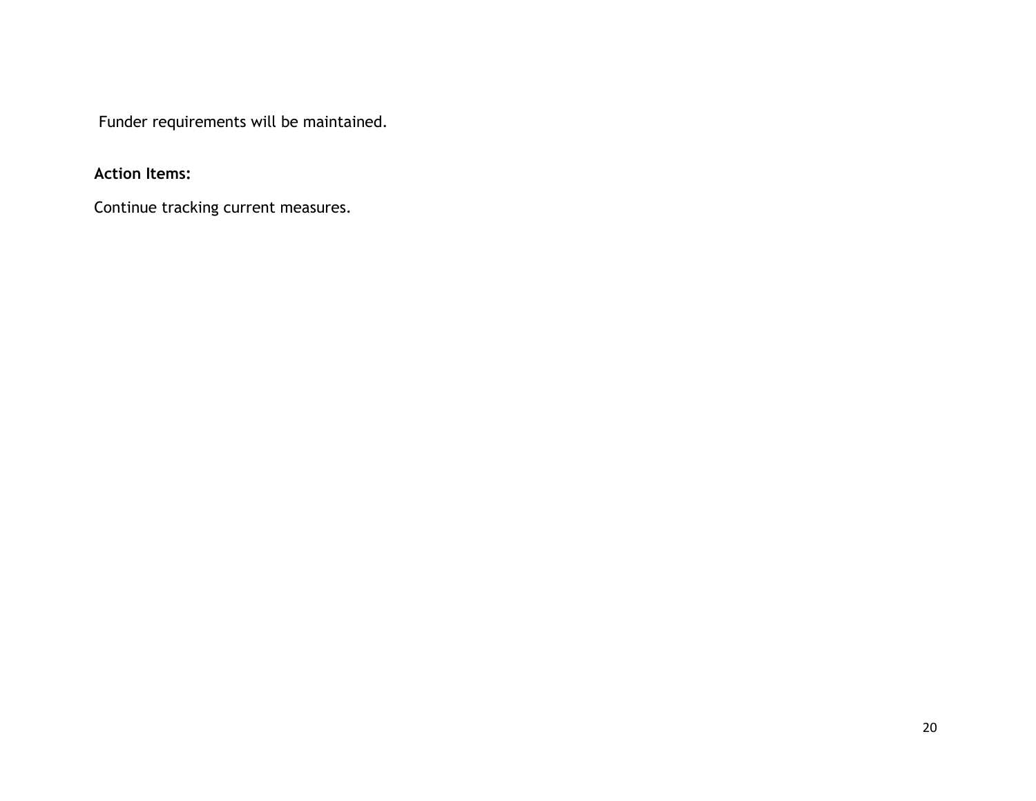Funder requirements will be maintained.

**Action Items:**

Continue tracking current measures.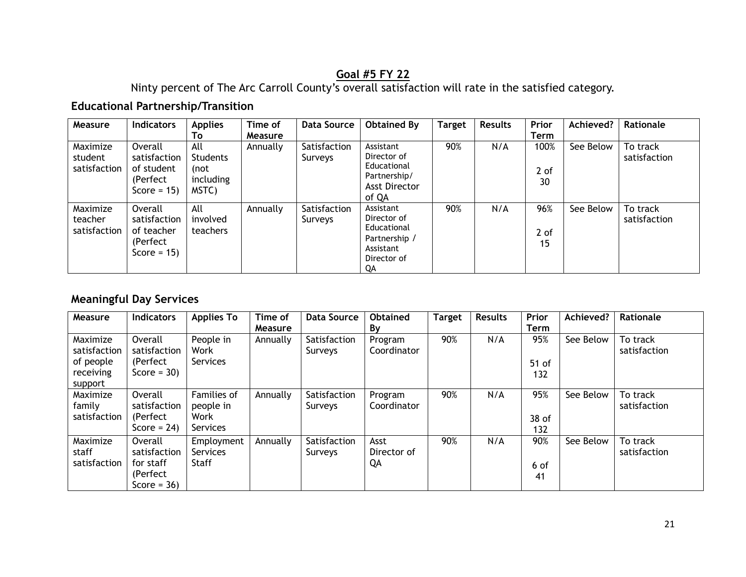## Goal #5 FY 22

Ninty percent of The Arc Carroll County's overall satisfaction will rate in the satisfied category.

### Educational Partnership/Transition

| Measure | Indicators | Applies To | Time of Measure | Data Source | Obtained By | Target | Results | Prior Term | Achieved? | Rationale |
|---|---|---|---|---|---|---|---|---|---|---|
| Maximize student satisfaction | Overall satisfaction of student (Perfect Score = 15) | All Students (not including MSTC) | Annually | Satisfaction Surveys | Assistant Director of Educational Partnership/ Asst Director of QA | 90% | N/A | 100%<br><br>2 of 30 | See Below | To track satisfaction |
| Maximize teacher satisfaction | Overall satisfaction of teacher (Perfect Score = 15) | All involved teachers | Annually | Satisfaction Surveys | Assistant Director of Educational Partnership / Assistant Director of QA | 90% | N/A | 96%<br><br>2 of 15 | See Below | To track satisfaction |

### Meaningful Day Services

| Measure | Indicators | Applies To | Time of Measure | Data Source | Obtained By | Target | Results | Prior Term | Achieved? | Rationale |
|---|---|---|---|---|---|---|---|---|---|---|
| Maximize satisfaction of people receiving support | Overall satisfaction (Perfect Score = 30) | People in Work Services | Annually | Satisfaction Surveys | Program Coordinator | 90% | N/A | 95%<br><br>51 of 132 | See Below | To track satisfaction |
| Maximize family satisfaction | Overall satisfaction (Perfect Score = 24) | Families of people in Work Services | Annually | Satisfaction Surveys | Program Coordinator | 90% | N/A | 95%<br><br>38 of 132 | See Below | To track satisfaction |
| Maximize staff satisfaction | Overall satisfaction for staff (Perfect Score = 36) | Employment Services Staff | Annually | Satisfaction Surveys | Asst Director of QA | 90% | N/A | 90%<br><br>6 of 41 | See Below | To track satisfaction |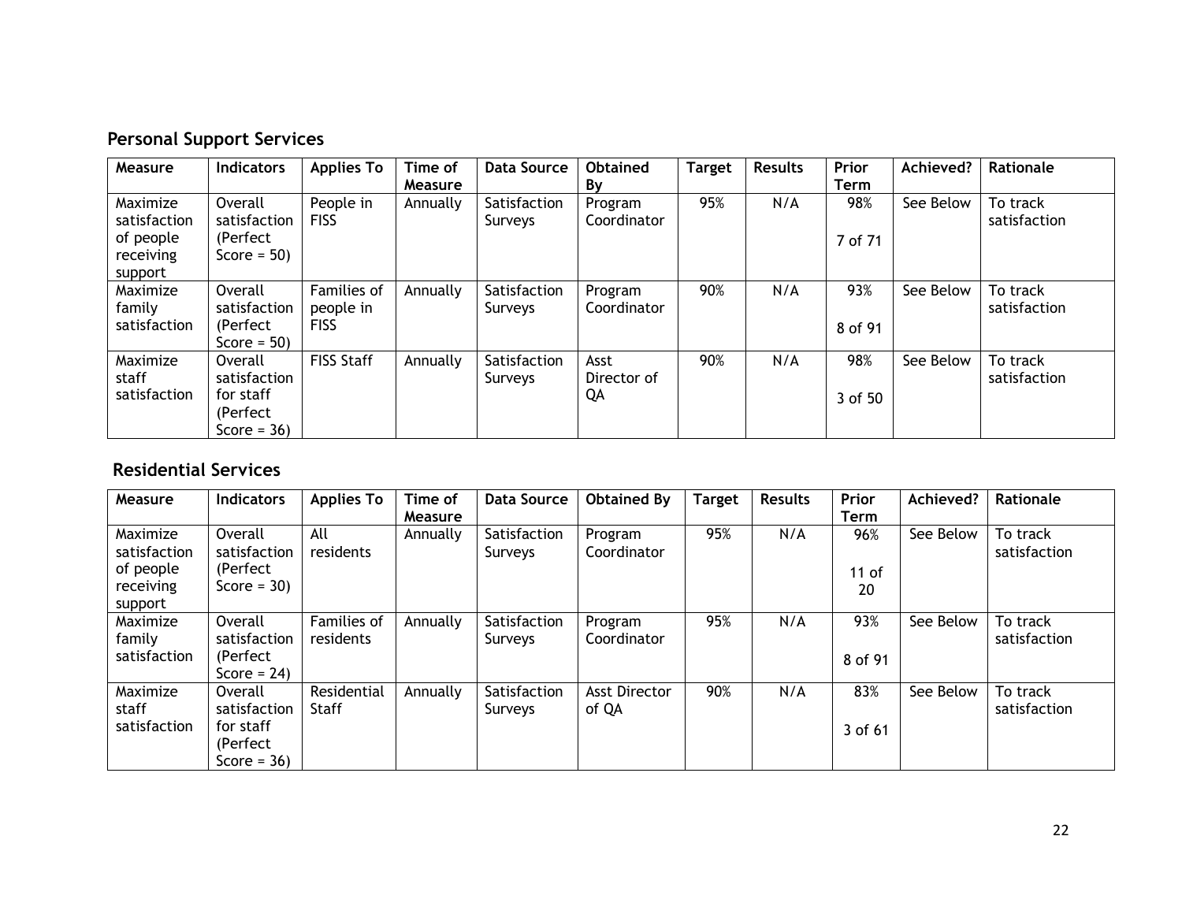## Personal Support Services

| Measure | Indicators | Applies To | Time of Measure | Data Source | Obtained By | Target | Results | Prior Term | Achieved? | Rationale |
|---|---|---|---|---|---|---|---|---|---|---|
| Maximize satisfaction of people receiving support | Overall satisfaction (Perfect Score = 50) | People in FISS | Annually | Satisfaction Surveys | Program Coordinator | 95% | N/A | 98% 7 of 71 | See Below | To track satisfaction |
| Maximize family satisfaction | Overall satisfaction (Perfect Score = 50) | Families of people in FISS | Annually | Satisfaction Surveys | Program Coordinator | 90% | N/A | 93% 8 of 91 | See Below | To track satisfaction |
| Maximize staff satisfaction | Overall satisfaction for staff (Perfect Score = 36) | FISS Staff | Annually | Satisfaction Surveys | Asst Director of QA | 90% | N/A | 98% 3 of 50 | See Below | To track satisfaction |

## Residential Services

| Measure | Indicators | Applies To | Time of Measure | Data Source | Obtained By | Target | Results | Prior Term | Achieved? | Rationale |
|---|---|---|---|---|---|---|---|---|---|---|
| Maximize satisfaction of people receiving support | Overall satisfaction (Perfect Score = 30) | All residents | Annually | Satisfaction Surveys | Program Coordinator | 95% | N/A | 96% 11 of 20 | See Below | To track satisfaction |
| Maximize family satisfaction | Overall satisfaction (Perfect Score = 24) | Families of residents | Annually | Satisfaction Surveys | Program Coordinator | 95% | N/A | 93% 8 of 91 | See Below | To track satisfaction |
| Maximize staff satisfaction | Overall satisfaction for staff (Perfect Score = 36) | Residential Staff | Annually | Satisfaction Surveys | Asst Director of QA | 90% | N/A | 83% 3 of 61 | See Below | To track satisfaction |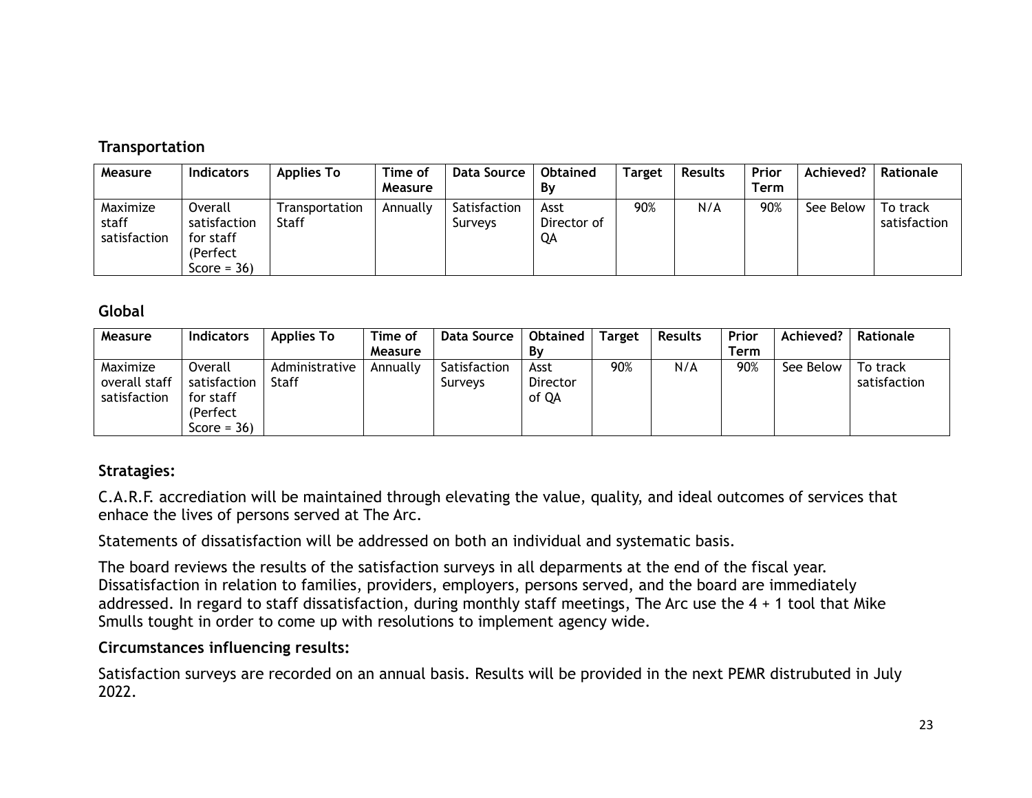### Transportation

| Measure | Indicators | Applies To | Time of Measure | Data Source | Obtained By | Target | Results | Prior Term | Achieved? | Rationale |
|---|---|---|---|---|---|---|---|---|---|---|
| Maximize staff satisfaction | Overall satisfaction for staff (Perfect Score = 36) | Transportation Staff | Annually | Satisfaction Surveys | Asst Director of QA | 90% | N/A | 90% | See Below | To track satisfaction |

### Global

| Measure | Indicators | Applies To | Time of Measure | Data Source | Obtained By | Target | Results | Prior Term | Achieved? | Rationale |
|---|---|---|---|---|---|---|---|---|---|---|
| Maximize overall staff satisfaction | Overall satisfaction for staff (Perfect Score = 36) | Administrative Staff | Annually | Satisfaction Surveys | Asst Director of QA | 90% | N/A | 90% | See Below | To track satisfaction |

**Stratagies:**

C.A.R.F. accrediation will be maintained through elevating the value, quality, and ideal outcomes of services that enhace the lives of persons served at The Arc.

Statements of dissatisfaction will be addressed on both an individual and systematic basis.

The board reviews the results of the satisfaction surveys in all deparments at the end of the fiscal year. Dissatisfaction in relation to families, providers, employers, persons served, and the board are immediately addressed. In regard to staff dissatisfaction, during monthly staff meetings, The Arc use the 4 + 1 tool that Mike Smulls tought in order to come up with resolutions to implement agency wide.

**Circumstances influencing results:**

Satisfaction surveys are recorded on an annual basis. Results will be provided in the next PEMR distrubuted in July 2022.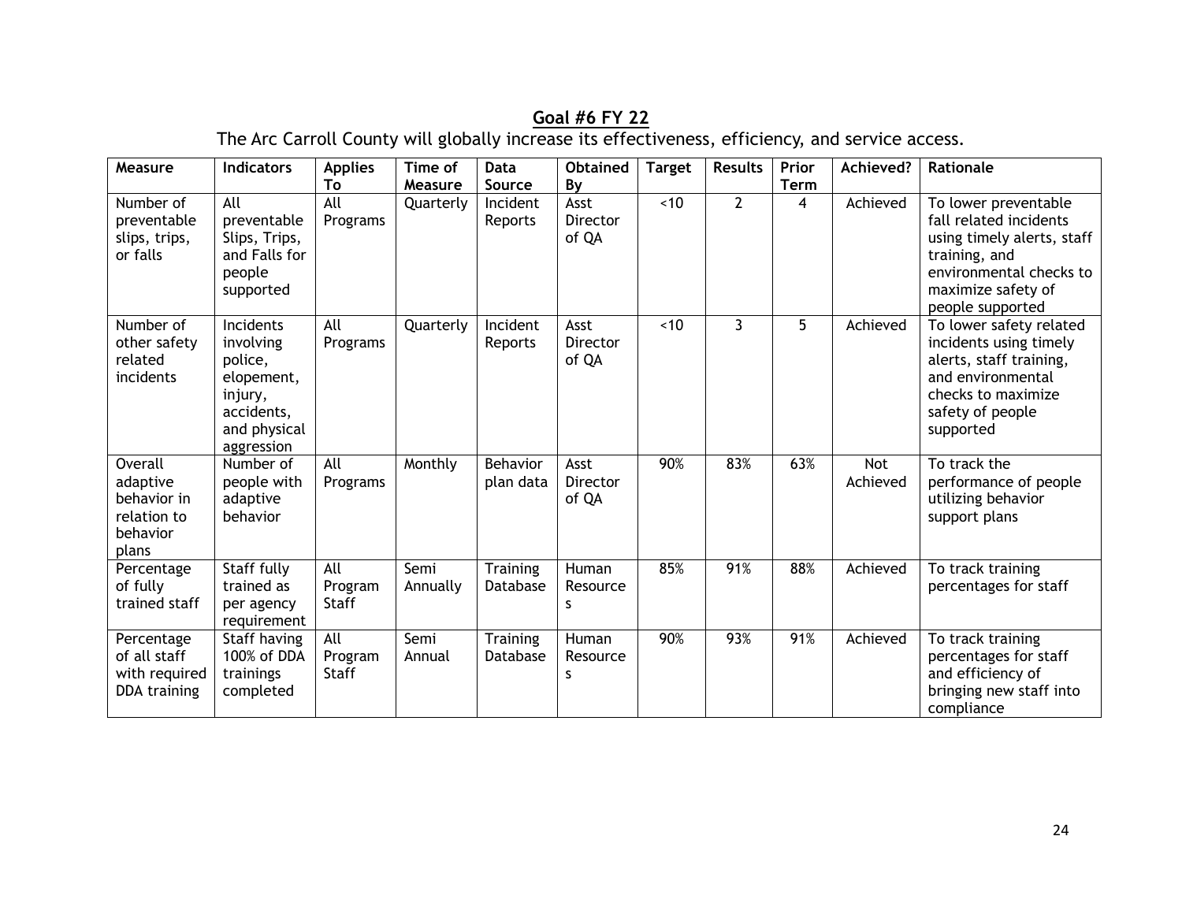## Goal #6 FY 22

The Arc Carroll County will globally increase its effectiveness, efficiency, and service access.

| Measure | Indicators | Applies To | Time of Measure | Data Source | Obtained By | Target | Results | Prior Term | Achieved? | Rationale |
|---|---|---|---|---|---|---|---|---|---|---|
| Number of preventable slips, trips, or falls | All preventable Slips, Trips, and Falls for people supported | All Programs | Quarterly | Incident Reports | Asst Director of QA | <10 | 2 | 4 | Achieved | To lower preventable fall related incidents using timely alerts, staff training, and environmental checks to maximize safety of people supported |
| Number of other safety related incidents | Incidents involving police, elopement, injury, accidents, and physical aggression | All Programs | Quarterly | Incident Reports | Asst Director of QA | <10 | 3 | 5 | Achieved | To lower safety related incidents using timely alerts, staff training, and environmental checks to maximize safety of people supported |
| Overall adaptive behavior in relation to behavior plans | Number of people with adaptive behavior | All Programs | Monthly | Behavior plan data | Asst Director of QA | 90% | 83% | 63% | Not Achieved | To track the performance of people utilizing behavior support plans |
| Percentage of fully trained staff | Staff fully trained as per agency requirement | All Program Staff | Semi Annually | Training Database | Human Resources | 85% | 91% | 88% | Achieved | To track training percentages for staff |
| Percentage of all staff with required DDA training | Staff having 100% of DDA trainings completed | All Program Staff | Semi Annual | Training Database | Human Resources | 90% | 93% | 91% | Achieved | To track training percentages for staff and efficiency of bringing new staff into compliance |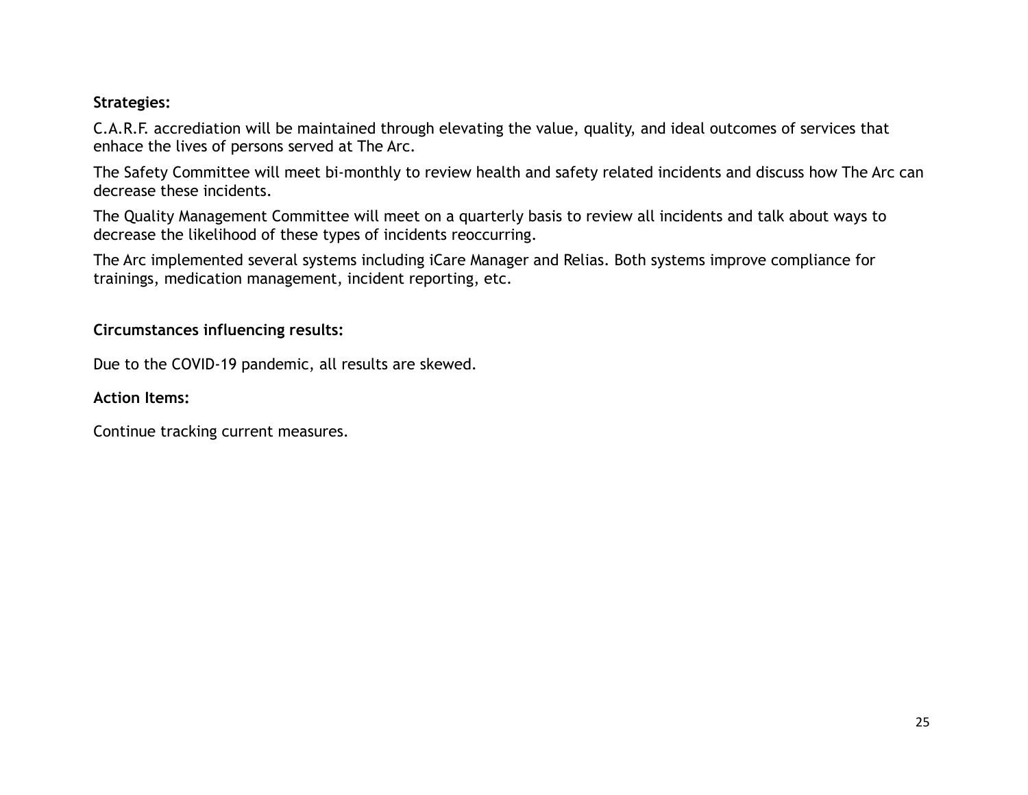**Strategies:**

C.A.R.F. accrediation will be maintained through elevating the value, quality, and ideal outcomes of services that enhace the lives of persons served at The Arc.

The Safety Committee will meet bi-monthly to review health and safety related incidents and discuss how The Arc can decrease these incidents.

The Quality Management Committee will meet on a quarterly basis to review all incidents and talk about ways to decrease the likelihood of these types of incidents reoccurring.

The Arc implemented several systems including iCare Manager and Relias. Both systems improve compliance for trainings, medication management, incident reporting, etc.

**Circumstances influencing results:**

Due to the COVID-19 pandemic, all results are skewed.

**Action Items:**

Continue tracking current measures.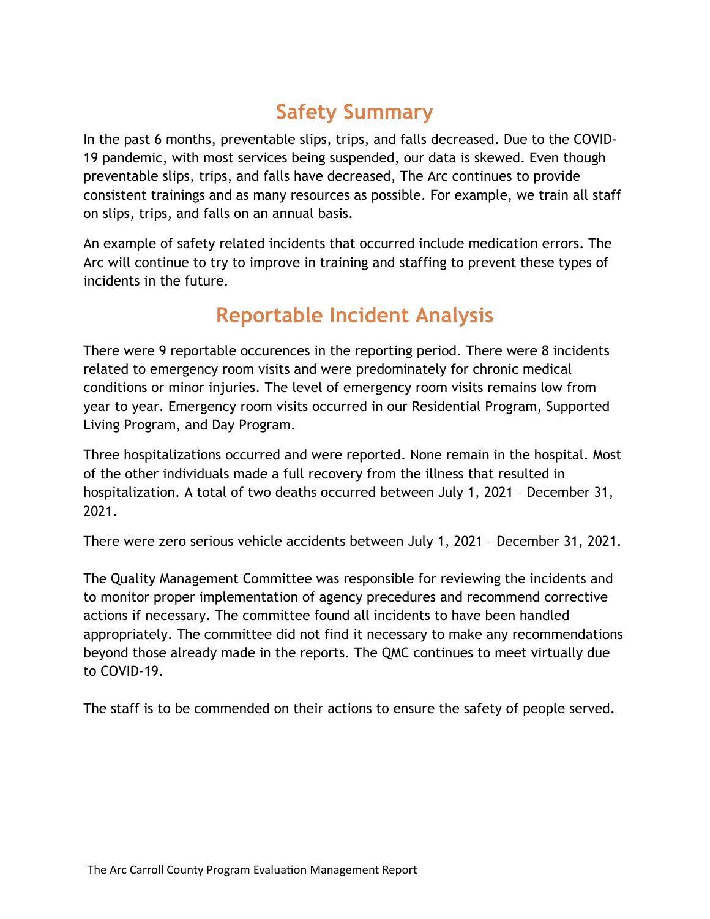## Safety Summary

In the past 6 months, preventable slips, trips, and falls decreased. Due to the COVID-19 pandemic, with most services being suspended, our data is skewed. Even though preventable slips, trips, and falls have decreased, The Arc continues to provide consistent trainings and as many resources as possible. For example, we train all staff on slips, trips, and falls on an annual basis.

An example of safety related incidents that occurred include medication errors. The Arc will continue to try to improve in training and staffing to prevent these types of incidents in the future.

## Reportable Incident Analysis

There were 9 reportable occurences in the reporting period. There were 8 incidents related to emergency room visits and were predominately for chronic medical conditions or minor injuries. The level of emergency room visits remains low from year to year. Emergency room visits occurred in our Residential Program, Supported Living Program, and Day Program.

Three hospitalizations occurred and were reported. None remain in the hospital. Most of the other individuals made a full recovery from the illness that resulted in hospitalization. A total of two deaths occurred between July 1, 2021 – December 31, 2021.

There were zero serious vehicle accidents between July 1, 2021 – December 31, 2021.

The Quality Management Committee was responsible for reviewing the incidents and to monitor proper implementation of agency precedures and recommend corrective actions if necessary. The committee found all incidents to have been handled appropriately. The committee did not find it necessary to make any recommendations beyond those already made in the reports. The QMC continues to meet virtually due to COVID-19.

The staff is to be commended on their actions to ensure the safety of people served.